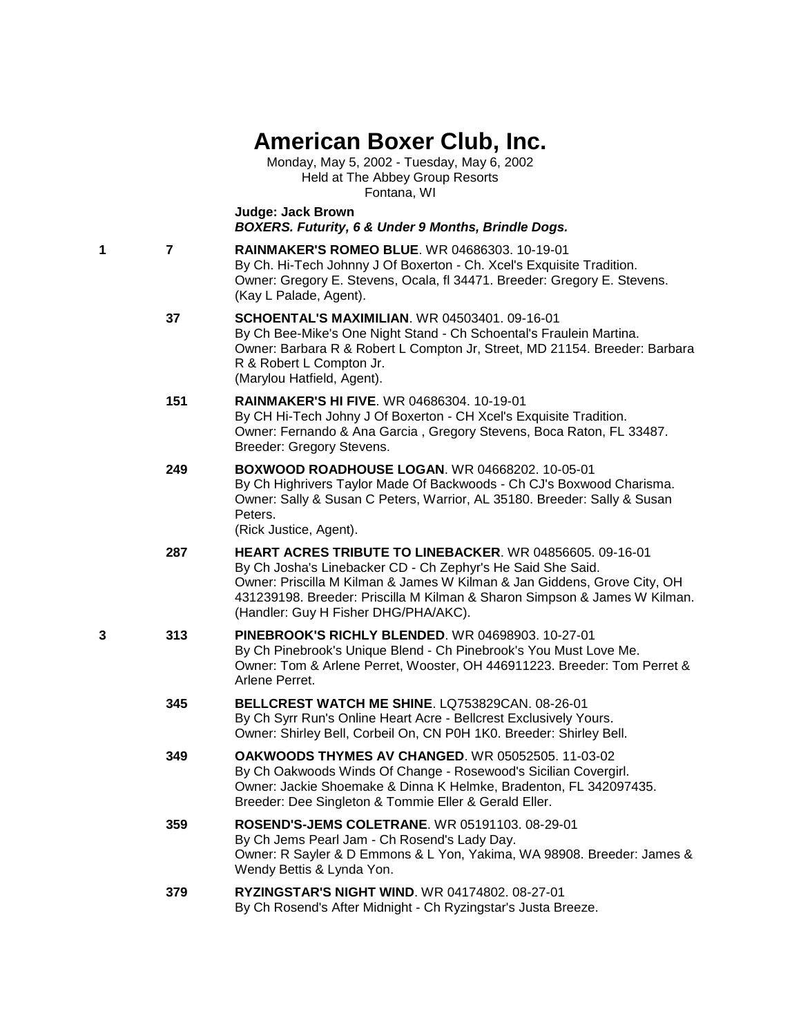# American Boxer Club, Inc.

Monday, May 5, 2002 - Tuesday, May 6, 2002
Held at The Abbey Group Resorts
Fontana, WI

**Judge: Jack Brown**
***BOXERS. Futurity, 6 & Under 9 Months, Brindle Dogs.***

**1** **7** **RAINMAKER'S ROMEO BLUE**. WR 04686303. 10-19-01
By Ch. Hi-Tech Johnny J Of Boxerton - Ch. Xcel's Exquisite Tradition.
Owner: Gregory E. Stevens, Ocala, fl 34471. Breeder: Gregory E. Stevens.
(Kay L Palade, Agent).

**37** **SCHOENTAL'S MAXIMILIAN**. WR 04503401. 09-16-01
By Ch Bee-Mike's One Night Stand - Ch Schoental's Fraulein Martina.
Owner: Barbara R & Robert L Compton Jr, Street, MD 21154. Breeder: Barbara R & Robert L Compton Jr.
(Marylou Hatfield, Agent).

**151** **RAINMAKER'S HI FIVE**. WR 04686304. 10-19-01
By CH Hi-Tech Johny J Of Boxerton - CH Xcel's Exquisite Tradition.
Owner: Fernando & Ana Garcia , Gregory Stevens, Boca Raton, FL 33487.
Breeder: Gregory Stevens.

**249** **BOXWOOD ROADHOUSE LOGAN**. WR 04668202. 10-05-01
By Ch Highrivers Taylor Made Of Backwoods - Ch CJ's Boxwood Charisma.
Owner: Sally & Susan C Peters, Warrior, AL 35180. Breeder: Sally & Susan Peters.
(Rick Justice, Agent).

**287** **HEART ACRES TRIBUTE TO LINEBACKER**. WR 04856605. 09-16-01
By Ch Josha's Linebacker CD - Ch Zephyr's He Said She Said.
Owner: Priscilla M Kilman & James W Kilman & Jan Giddens, Grove City, OH 431239198. Breeder: Priscilla M Kilman & Sharon Simpson & James W Kilman.
(Handler: Guy H Fisher DHG/PHA/AKC).

**3** **313** **PINEBROOK'S RICHLY BLENDED**. WR 04698903. 10-27-01
By Ch Pinebrook's Unique Blend - Ch Pinebrook's You Must Love Me.
Owner: Tom & Arlene Perret, Wooster, OH 446911223. Breeder: Tom Perret & Arlene Perret.

**345** **BELLCREST WATCH ME SHINE**. LQ753829CAN. 08-26-01
By Ch Syrr Run's Online Heart Acre - Bellcrest Exclusively Yours.
Owner: Shirley Bell, Corbeil On, CN P0H 1K0. Breeder: Shirley Bell.

**349** **OAKWOODS THYMES AV CHANGED**. WR 05052505. 11-03-02
By Ch Oakwoods Winds Of Change - Rosewood's Sicilian Covergirl.
Owner: Jackie Shoemake & Dinna K Helmke, Bradenton, FL 342097435.
Breeder: Dee Singleton & Tommie Eller & Gerald Eller.

**359** **ROSEND'S-JEMS COLETRANE**. WR 05191103. 08-29-01
By Ch Jems Pearl Jam - Ch Rosend's Lady Day.
Owner: R Sayler & D Emmons & L Yon, Yakima, WA 98908. Breeder: James & Wendy Bettis & Lynda Yon.

**379** **RYZINGSTAR'S NIGHT WIND**. WR 04174802. 08-27-01
By Ch Rosend's After Midnight - Ch Ryzingstar's Justa Breeze.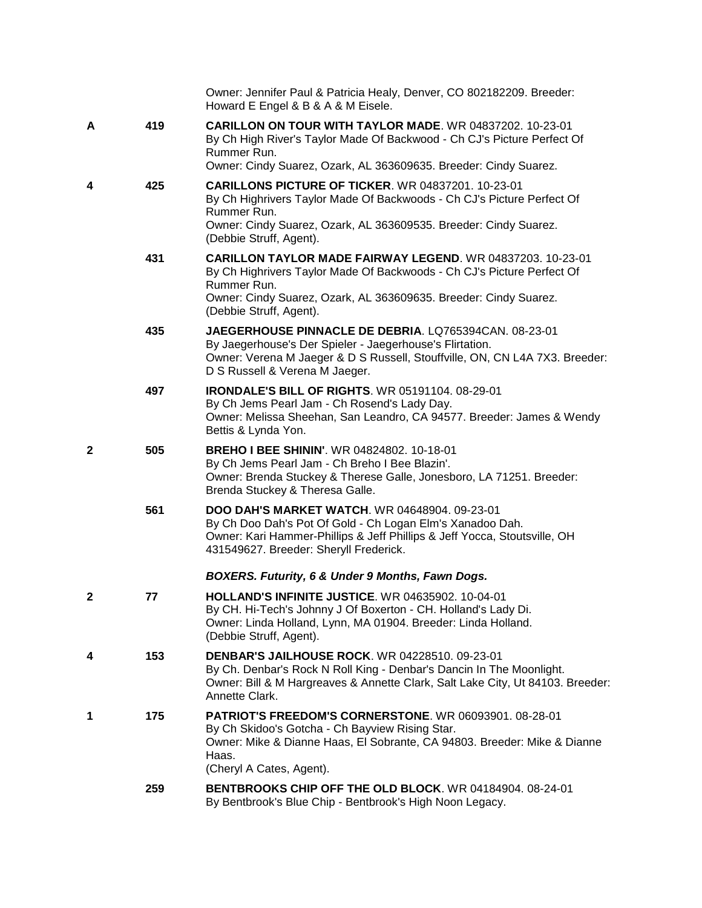Owner: Jennifer Paul & Patricia Healy, Denver, CO 802182209. Breeder: Howard E Engel & B & A & M Eisele.

**A** **419** **CARILLON ON TOUR WITH TAYLOR MADE**. WR 04837202. 10-23-01
By Ch High River's Taylor Made Of Backwood - Ch CJ's Picture Perfect Of Rummer Run.
Owner: Cindy Suarez, Ozark, AL 363609635. Breeder: Cindy Suarez.

**4** **425** **CARILLONS PICTURE OF TICKER**. WR 04837201. 10-23-01
By Ch Highrivers Taylor Made Of Backwoods - Ch CJ's Picture Perfect Of Rummer Run.
Owner: Cindy Suarez, Ozark, AL 363609535. Breeder: Cindy Suarez.
(Debbie Struff, Agent).

**431** **CARILLON TAYLOR MADE FAIRWAY LEGEND**. WR 04837203. 10-23-01
By Ch Highrivers Taylor Made Of Backwoods - Ch CJ's Picture Perfect Of Rummer Run.
Owner: Cindy Suarez, Ozark, AL 363609635. Breeder: Cindy Suarez.
(Debbie Struff, Agent).

**435** **JAEGERHOUSE PINNACLE DE DEBRIA**. LQ765394CAN. 08-23-01
By Jaegerhouse's Der Spieler - Jaegerhouse's Flirtation.
Owner: Verena M Jaeger & D S Russell, Stouffville, ON, CN L4A 7X3. Breeder: D S Russell & Verena M Jaeger.

**497** **IRONDALE'S BILL OF RIGHTS**. WR 05191104. 08-29-01
By Ch Jems Pearl Jam - Ch Rosend's Lady Day.
Owner: Melissa Sheehan, San Leandro, CA 94577. Breeder: James & Wendy Bettis & Lynda Yon.

**2** **505** **BREHO I BEE SHININ'**. WR 04824802. 10-18-01
By Ch Jems Pearl Jam - Ch Breho I Bee Blazin'.
Owner: Brenda Stuckey & Therese Galle, Jonesboro, LA 71251. Breeder: Brenda Stuckey & Theresa Galle.

**561** **DOO DAH'S MARKET WATCH**. WR 04648904. 09-23-01
By Ch Doo Dah's Pot Of Gold - Ch Logan Elm's Xanadoo Dah.
Owner: Kari Hammer-Phillips & Jeff Phillips & Jeff Yocca, Stoutsville, OH 431549627. Breeder: Sheryll Frederick.

***BOXERS. Futurity, 6 & Under 9 Months, Fawn Dogs.***

**2** **77** **HOLLAND'S INFINITE JUSTICE**. WR 04635902. 10-04-01
By CH. Hi-Tech's Johnny J Of Boxerton - CH. Holland's Lady Di.
Owner: Linda Holland, Lynn, MA 01904. Breeder: Linda Holland.
(Debbie Struff, Agent).

**4** **153** **DENBAR'S JAILHOUSE ROCK**. WR 04228510. 09-23-01
By Ch. Denbar's Rock N Roll King - Denbar's Dancin In The Moonlight.
Owner: Bill & M Hargreaves & Annette Clark, Salt Lake City, Ut 84103. Breeder: Annette Clark.

**1** **175** **PATRIOT'S FREEDOM'S CORNERSTONE**. WR 06093901. 08-28-01
By Ch Skidoo's Gotcha - Ch Bayview Rising Star.
Owner: Mike & Dianne Haas, El Sobrante, CA 94803. Breeder: Mike & Dianne Haas.
(Cheryl A Cates, Agent).

**259** **BENTBROOKS CHIP OFF THE OLD BLOCK**. WR 04184904. 08-24-01
By Bentbrook's Blue Chip - Bentbrook's High Noon Legacy.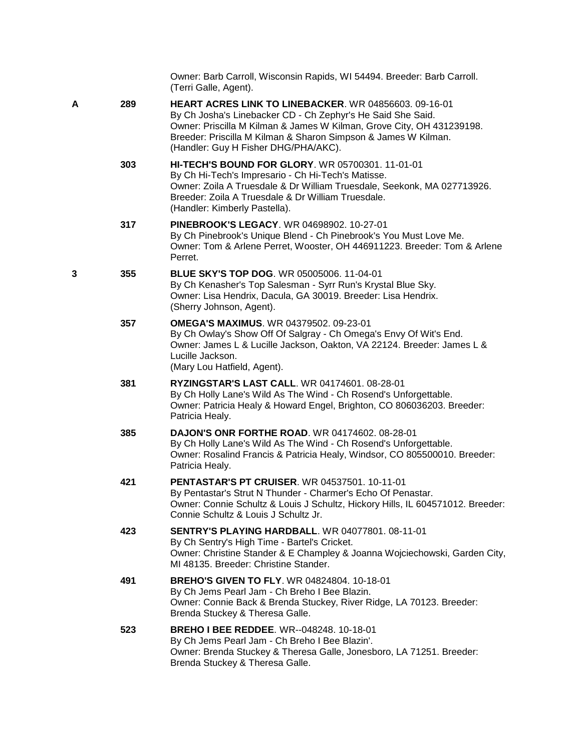Owner: Barb Carroll, Wisconsin Rapids, WI 54494. Breeder: Barb Carroll. (Terri Galle, Agent).

**A** 289 **HEART ACRES LINK TO LINEBACKER**. WR 04856603. 09-16-01
By Ch Josha's Linebacker CD - Ch Zephyr's He Said She Said.
Owner: Priscilla M Kilman & James W Kilman, Grove City, OH 431239198.
Breeder: Priscilla M Kilman & Sharon Simpson & James W Kilman.
(Handler: Guy H Fisher DHG/PHA/AKC).

303 **HI-TECH'S BOUND FOR GLORY**. WR 05700301. 11-01-01
By Ch Hi-Tech's Impresario - Ch Hi-Tech's Matisse.
Owner: Zoila A Truesdale & Dr William Truesdale, Seekonk, MA 027713926.
Breeder: Zoila A Truesdale & Dr William Truesdale.
(Handler: Kimberly Pastella).

317 **PINEBROOK'S LEGACY**. WR 04698902. 10-27-01
By Ch Pinebrook's Unique Blend - Ch Pinebrook's You Must Love Me.
Owner: Tom & Arlene Perret, Wooster, OH 446911223. Breeder: Tom & Arlene Perret.

**3** 355 **BLUE SKY'S TOP DOG**. WR 05005006. 11-04-01
By Ch Kenasher's Top Salesman - Syrr Run's Krystal Blue Sky.
Owner: Lisa Hendrix, Dacula, GA 30019. Breeder: Lisa Hendrix.
(Sherry Johnson, Agent).

357 **OMEGA'S MAXIMUS**. WR 04379502. 09-23-01
By Ch Owlay's Show Off Of Salgray - Ch Omega's Envy Of Wit's End.
Owner: James L & Lucille Jackson, Oakton, VA 22124. Breeder: James L & Lucille Jackson.
(Mary Lou Hatfield, Agent).

381 **RYZINGSTAR'S LAST CALL**. WR 04174601. 08-28-01
By Ch Holly Lane's Wild As The Wind - Ch Rosend's Unforgettable.
Owner: Patricia Healy & Howard Engel, Brighton, CO 806036203. Breeder: Patricia Healy.

385 **DAJON'S ONR FORTHE ROAD**. WR 04174602. 08-28-01
By Ch Holly Lane's Wild As The Wind - Ch Rosend's Unforgettable.
Owner: Rosalind Francis & Patricia Healy, Windsor, CO 805500010. Breeder: Patricia Healy.

421 **PENTASTAR'S PT CRUISER**. WR 04537501. 10-11-01
By Pentastar's Strut N Thunder - Charmer's Echo Of Penastar.
Owner: Connie Schultz & Louis J Schultz, Hickory Hills, IL 604571012. Breeder: Connie Schultz & Louis J Schultz Jr.

423 **SENTRY'S PLAYING HARDBALL**. WR 04077801. 08-11-01
By Ch Sentry's High Time - Bartel's Cricket.
Owner: Christine Stander & E Champley & Joanna Wojciechowski, Garden City, MI 48135. Breeder: Christine Stander.

491 **BREHO'S GIVEN TO FLY**. WR 04824804. 10-18-01
By Ch Jems Pearl Jam - Ch Breho I Bee Blazin.
Owner: Connie Back & Brenda Stuckey, River Ridge, LA 70123. Breeder: Brenda Stuckey & Theresa Galle.

523 **BREHO I BEE REDDEE**. WR--048248. 10-18-01
By Ch Jems Pearl Jam - Ch Breho I Bee Blazin'.
Owner: Brenda Stuckey & Theresa Galle, Jonesboro, LA 71251. Breeder: Brenda Stuckey & Theresa Galle.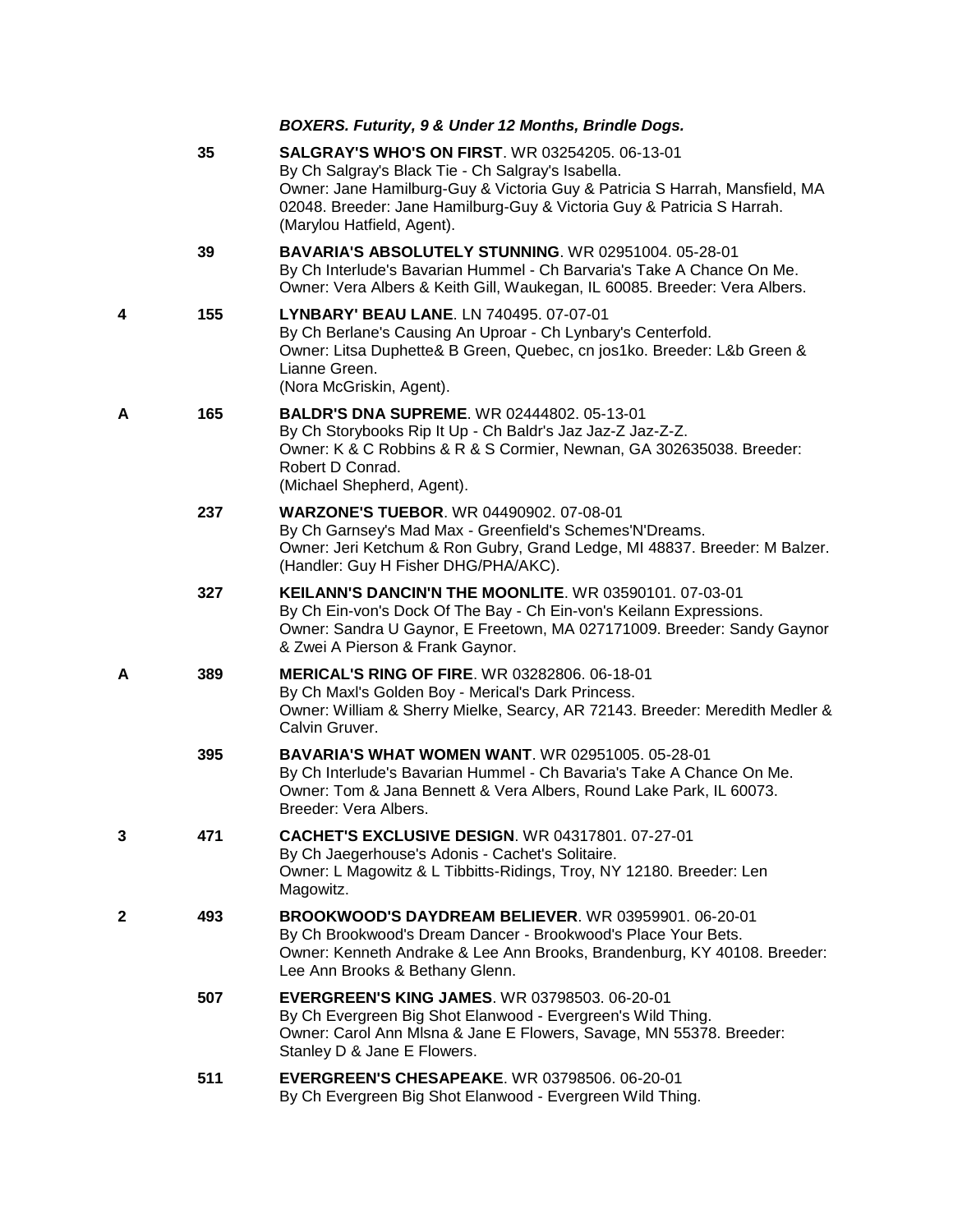*BOXERS. Futurity, 9 & Under 12 Months, Brindle Dogs.*

| Placement | Number | Entry |
|---|---|---|
| | 35 | **SALGRAY'S WHO'S ON FIRST**. WR 03254205. 06-13-01<br>By Ch Salgray's Black Tie - Ch Salgray's Isabella.<br>Owner: Jane Hamilburg-Guy & Victoria Guy & Patricia S Harrah, Mansfield, MA 02048. Breeder: Jane Hamilburg-Guy & Victoria Guy & Patricia S Harrah.<br>(Marylou Hatfield, Agent). |
| | 39 | **BAVARIA'S ABSOLUTELY STUNNING**. WR 02951004. 05-28-01<br>By Ch Interlude's Bavarian Hummel - Ch Barvaria's Take A Chance On Me.<br>Owner: Vera Albers & Keith Gill, Waukegan, IL 60085. Breeder: Vera Albers. |
| 4 | 155 | **LYNBARY' BEAU LANE**. LN 740495. 07-07-01<br>By Ch Berlane's Causing An Uproar - Ch Lynbary's Centerfold.<br>Owner: Litsa Duphette& B Green, Quebec, cn jos1ko. Breeder: L&b Green & Lianne Green.<br>(Nora McGriskin, Agent). |
| A | 165 | **BALDR'S DNA SUPREME**. WR 02444802. 05-13-01<br>By Ch Storybooks Rip It Up - Ch Baldr's Jaz Jaz-Z Jaz-Z-Z.<br>Owner: K & C Robbins & R & S Cormier, Newnan, GA 302635038. Breeder: Robert D Conrad.<br>(Michael Shepherd, Agent). |
| | 237 | **WARZONE'S TUEBOR**. WR 04490902. 07-08-01<br>By Ch Garnsey's Mad Max - Greenfield's Schemes'N'Dreams.<br>Owner: Jeri Ketchum & Ron Gubry, Grand Ledge, MI 48837. Breeder: M Balzer.<br>(Handler: Guy H Fisher DHG/PHA/AKC). |
| | 327 | **KEILANN'S DANCIN'N THE MOONLITE**. WR 03590101. 07-03-01<br>By Ch Ein-von's Dock Of The Bay - Ch Ein-von's Keilann Expressions.<br>Owner: Sandra U Gaynor, E Freetown, MA 027171009. Breeder: Sandy Gaynor & Zwei A Pierson & Frank Gaynor. |
| A | 389 | **MERICAL'S RING OF FIRE**. WR 03282806. 06-18-01<br>By Ch Maxl's Golden Boy - Merical's Dark Princess.<br>Owner: William & Sherry Mielke, Searcy, AR 72143. Breeder: Meredith Medler & Calvin Gruver. |
| | 395 | **BAVARIA'S WHAT WOMEN WANT**. WR 02951005. 05-28-01<br>By Ch Interlude's Bavarian Hummel - Ch Bavaria's Take A Chance On Me.<br>Owner: Tom & Jana Bennett & Vera Albers, Round Lake Park, IL 60073. Breeder: Vera Albers. |
| 3 | 471 | **CACHET'S EXCLUSIVE DESIGN**. WR 04317801. 07-27-01<br>By Ch Jaegerhouse's Adonis - Cachet's Solitaire.<br>Owner: L Magowitz & L Tibbitts-Ridings, Troy, NY 12180. Breeder: Len Magowitz. |
| 2 | 493 | **BROOKWOOD'S DAYDREAM BELIEVER**. WR 03959901. 06-20-01<br>By Ch Brookwood's Dream Dancer - Brookwood's Place Your Bets.<br>Owner: Kenneth Andrake & Lee Ann Brooks, Brandenburg, KY 40108. Breeder: Lee Ann Brooks & Bethany Glenn. |
| | 507 | **EVERGREEN'S KING JAMES**. WR 03798503. 06-20-01<br>By Ch Evergreen Big Shot Elanwood - Evergreen's Wild Thing.<br>Owner: Carol Ann Mlsna & Jane E Flowers, Savage, MN 55378. Breeder: Stanley D & Jane E Flowers. |
| | 511 | **EVERGREEN'S CHESAPEAKE**. WR 03798506. 06-20-01<br>By Ch Evergreen Big Shot Elanwood - Evergreen Wild Thing. |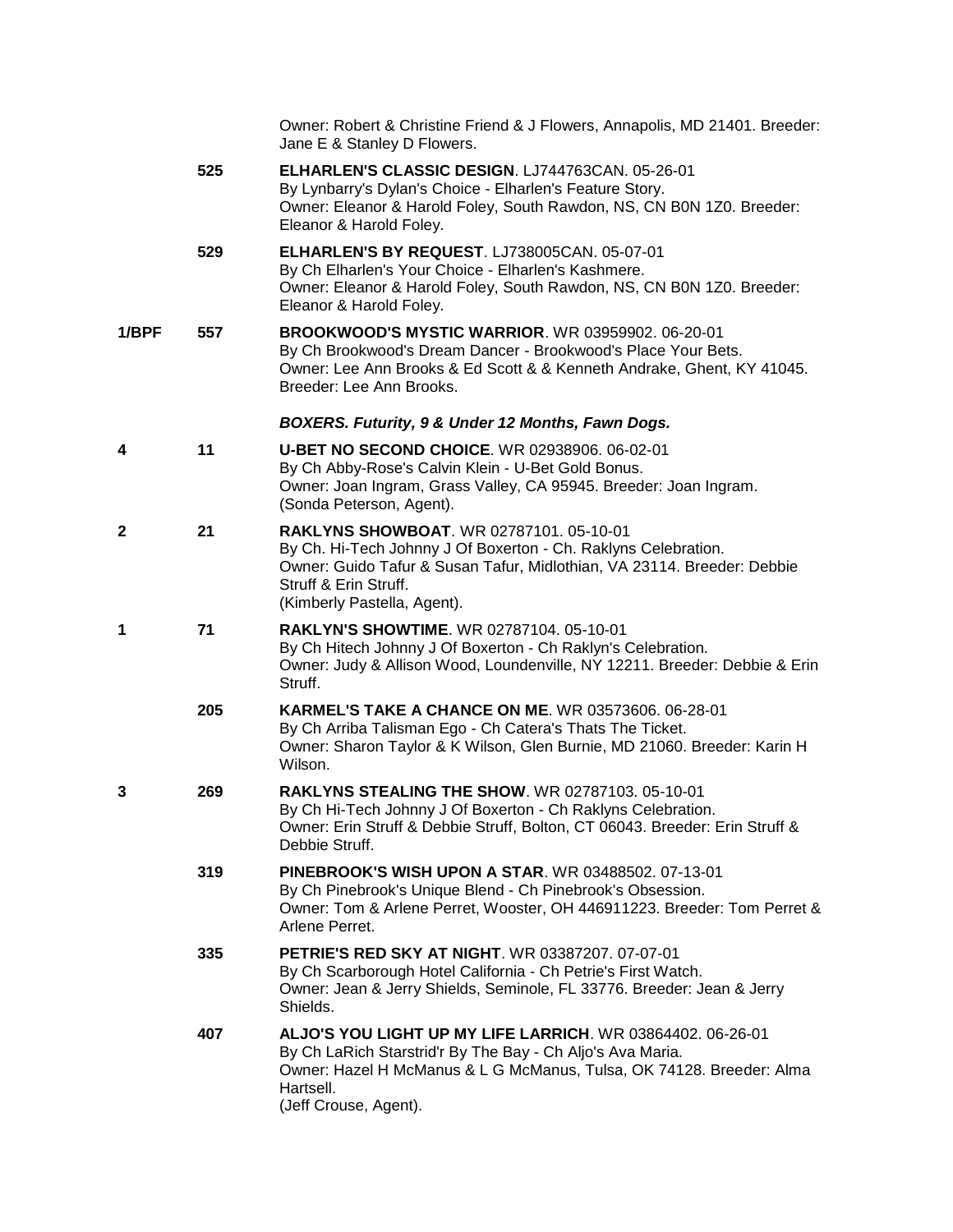Owner: Robert & Christine Friend & J Flowers, Annapolis, MD 21401. Breeder: Jane E & Stanley D Flowers.

525 **ELHARLEN'S CLASSIC DESIGN**. LJ744763CAN. 05-26-01
By Lynbarry's Dylan's Choice - Elharlen's Feature Story.
Owner: Eleanor & Harold Foley, South Rawdon, NS, CN B0N 1Z0. Breeder: Eleanor & Harold Foley.

529 **ELHARLEN'S BY REQUEST**. LJ738005CAN. 05-07-01
By Ch Elharlen's Your Choice - Elharlen's Kashmere.
Owner: Eleanor & Harold Foley, South Rawdon, NS, CN B0N 1Z0. Breeder: Eleanor & Harold Foley.

**1/BPF** 557 **BROOKWOOD'S MYSTIC WARRIOR**. WR 03959902. 06-20-01
By Ch Brookwood's Dream Dancer - Brookwood's Place Your Bets.
Owner: Lee Ann Brooks & Ed Scott & & Kenneth Andrake, Ghent, KY 41045. Breeder: Lee Ann Brooks.

***BOXERS. Futurity, 9 & Under 12 Months, Fawn Dogs.***

**4** 11 **U-BET NO SECOND CHOICE**. WR 02938906. 06-02-01
By Ch Abby-Rose's Calvin Klein - U-Bet Gold Bonus.
Owner: Joan Ingram, Grass Valley, CA 95945. Breeder: Joan Ingram.
(Sonda Peterson, Agent).

**2** 21 **RAKLYNS SHOWBOAT**. WR 02787101. 05-10-01
By Ch. Hi-Tech Johnny J Of Boxerton - Ch. Raklyns Celebration.
Owner: Guido Tafur & Susan Tafur, Midlothian, VA 23114. Breeder: Debbie Struff & Erin Struff.
(Kimberly Pastella, Agent).

**1** 71 **RAKLYN'S SHOWTIME**. WR 02787104. 05-10-01
By Ch Hitech Johnny J Of Boxerton - Ch Raklyn's Celebration.
Owner: Judy & Allison Wood, Loundenville, NY 12211. Breeder: Debbie & Erin Struff.

205 **KARMEL'S TAKE A CHANCE ON ME**. WR 03573606. 06-28-01
By Ch Arriba Talisman Ego - Ch Catera's Thats The Ticket.
Owner: Sharon Taylor & K Wilson, Glen Burnie, MD 21060. Breeder: Karin H Wilson.

**3** 269 **RAKLYNS STEALING THE SHOW**. WR 02787103. 05-10-01
By Ch Hi-Tech Johnny J Of Boxerton - Ch Raklyns Celebration.
Owner: Erin Struff & Debbie Struff, Bolton, CT 06043. Breeder: Erin Struff & Debbie Struff.

319 **PINEBROOK'S WISH UPON A STAR**. WR 03488502. 07-13-01
By Ch Pinebrook's Unique Blend - Ch Pinebrook's Obsession.
Owner: Tom & Arlene Perret, Wooster, OH 446911223. Breeder: Tom Perret & Arlene Perret.

335 **PETRIE'S RED SKY AT NIGHT**. WR 03387207. 07-07-01
By Ch Scarborough Hotel California - Ch Petrie's First Watch.
Owner: Jean & Jerry Shields, Seminole, FL 33776. Breeder: Jean & Jerry Shields.

407 **ALJO'S YOU LIGHT UP MY LIFE LARRICH**. WR 03864402. 06-26-01
By Ch LaRich Starstrid'r By The Bay - Ch Aljo's Ava Maria.
Owner: Hazel H McManus & L G McManus, Tulsa, OK 74128. Breeder: Alma Hartsell.
(Jeff Crouse, Agent).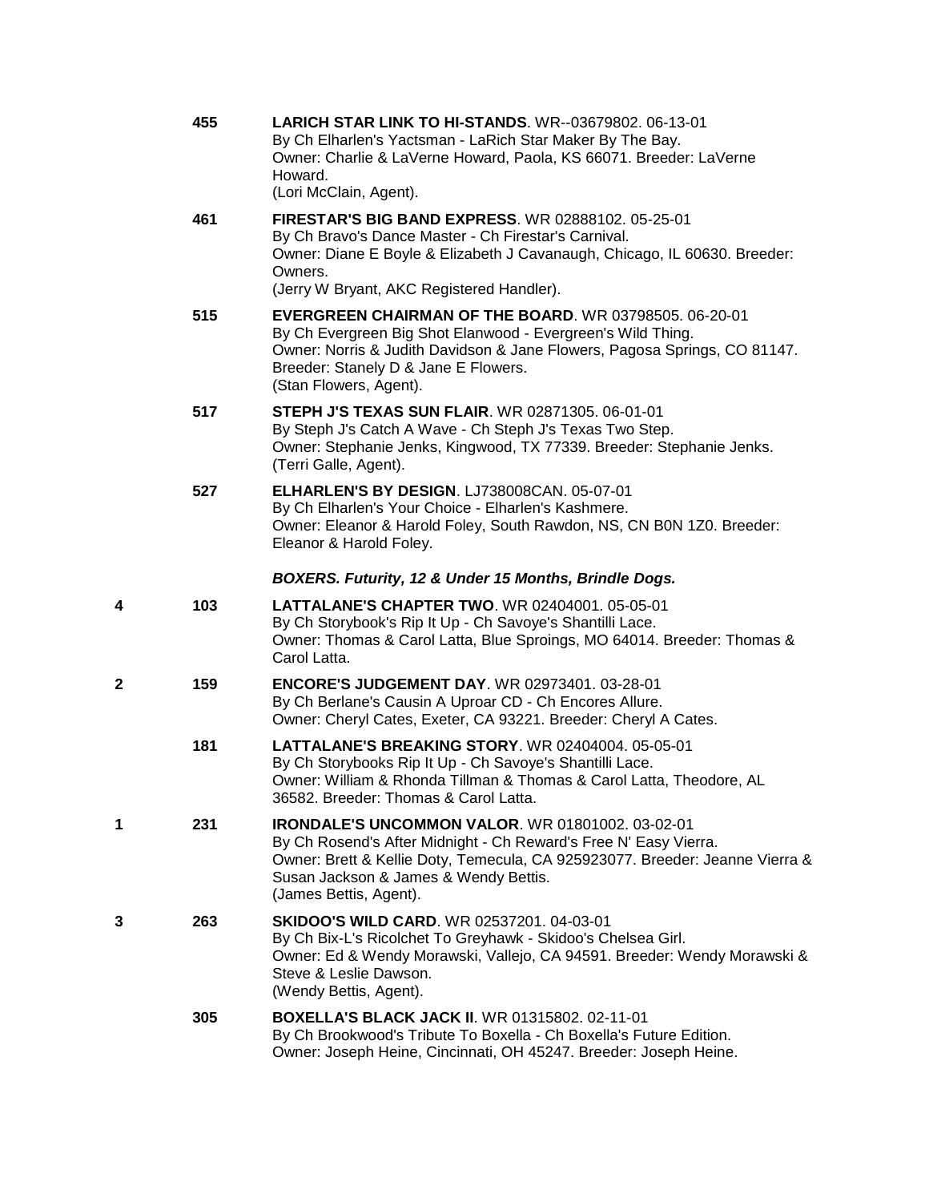455 **LARICH STAR LINK TO HI-STANDS**. WR--03679802. 06-13-01
By Ch Elharlen's Yactsman - LaRich Star Maker By The Bay.
Owner: Charlie & LaVerne Howard, Paola, KS 66071. Breeder: LaVerne Howard.
(Lori McClain, Agent).

461 **FIRESTAR'S BIG BAND EXPRESS**. WR 02888102. 05-25-01
By Ch Bravo's Dance Master - Ch Firestar's Carnival.
Owner: Diane E Boyle & Elizabeth J Cavanaugh, Chicago, IL 60630. Breeder: Owners.
(Jerry W Bryant, AKC Registered Handler).

515 **EVERGREEN CHAIRMAN OF THE BOARD**. WR 03798505. 06-20-01
By Ch Evergreen Big Shot Elanwood - Evergreen's Wild Thing.
Owner: Norris & Judith Davidson & Jane Flowers, Pagosa Springs, CO 81147. Breeder: Stanely D & Jane E Flowers.
(Stan Flowers, Agent).

517 **STEPH J'S TEXAS SUN FLAIR**. WR 02871305. 06-01-01
By Steph J's Catch A Wave - Ch Steph J's Texas Two Step.
Owner: Stephanie Jenks, Kingwood, TX 77339. Breeder: Stephanie Jenks.
(Terri Galle, Agent).

527 **ELHARLEN'S BY DESIGN**. LJ738008CAN. 05-07-01
By Ch Elharlen's Your Choice - Elharlen's Kashmere.
Owner: Eleanor & Harold Foley, South Rawdon, NS, CN B0N 1Z0. Breeder: Eleanor & Harold Foley.

***BOXERS. Futurity, 12 & Under 15 Months, Brindle Dogs.***

4 103 **LATTALANE'S CHAPTER TWO**. WR 02404001. 05-05-01
By Ch Storybook's Rip It Up - Ch Savoye's Shantilli Lace.
Owner: Thomas & Carol Latta, Blue Sproings, MO 64014. Breeder: Thomas & Carol Latta.

2 159 **ENCORE'S JUDGEMENT DAY**. WR 02973401. 03-28-01
By Ch Berlane's Causin A Uproar CD - Ch Encores Allure.
Owner: Cheryl Cates, Exeter, CA 93221. Breeder: Cheryl A Cates.

181 **LATTALANE'S BREAKING STORY**. WR 02404004. 05-05-01
By Ch Storybooks Rip It Up - Ch Savoye's Shantilli Lace.
Owner: William & Rhonda Tillman & Thomas & Carol Latta, Theodore, AL 36582. Breeder: Thomas & Carol Latta.

1 231 **IRONDALE'S UNCOMMON VALOR**. WR 01801002. 03-02-01
By Ch Rosend's After Midnight - Ch Reward's Free N' Easy Vierra.
Owner: Brett & Kellie Doty, Temecula, CA 925923077. Breeder: Jeanne Vierra & Susan Jackson & James & Wendy Bettis.
(James Bettis, Agent).

3 263 **SKIDOO'S WILD CARD**. WR 02537201. 04-03-01
By Ch Bix-L's Ricolchet To Greyhawk - Skidoo's Chelsea Girl.
Owner: Ed & Wendy Morawski, Vallejo, CA 94591. Breeder: Wendy Morawski & Steve & Leslie Dawson.
(Wendy Bettis, Agent).

305 **BOXELLA'S BLACK JACK II**. WR 01315802. 02-11-01
By Ch Brookwood's Tribute To Boxella - Ch Boxella's Future Edition.
Owner: Joseph Heine, Cincinnati, OH 45247. Breeder: Joseph Heine.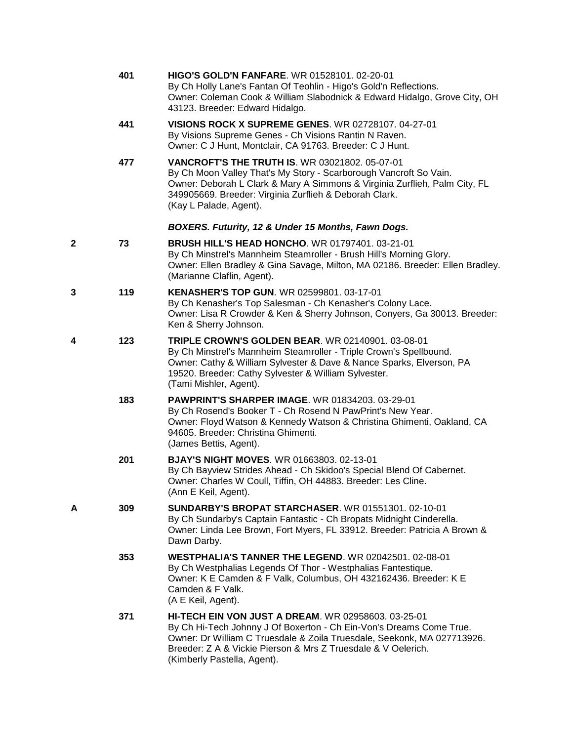**401** **HIGO'S GOLD'N FANFARE**. WR 01528101. 02-20-01
By Ch Holly Lane's Fantan Of Teohlin - Higo's Gold'n Reflections.
Owner: Coleman Cook & William Slabodnick & Edward Hidalgo, Grove City, OH 43123. Breeder: Edward Hidalgo.

**441** **VISIONS ROCK X SUPREME GENES**. WR 02728107. 04-27-01
By Visions Supreme Genes - Ch Visions Rantin N Raven.
Owner: C J Hunt, Montclair, CA 91763. Breeder: C J Hunt.

**477** **VANCROFT'S THE TRUTH IS**. WR 03021802. 05-07-01
By Ch Moon Valley That's My Story - Scarborough Vancroft So Vain.
Owner: Deborah L Clark & Mary A Simmons & Virginia Zurflieh, Palm City, FL 349905669. Breeder: Virginia Zurflieh & Deborah Clark.
(Kay L Palade, Agent).

***BOXERS. Futurity, 12 & Under 15 Months, Fawn Dogs.***

**2** **73** **BRUSH HILL'S HEAD HONCHO**. WR 01797401. 03-21-01
By Ch Minstrel's Mannheim Steamroller - Brush Hill's Morning Glory.
Owner: Ellen Bradley & Gina Savage, Milton, MA 02186. Breeder: Ellen Bradley.
(Marianne Claflin, Agent).

**3** **119** **KENASHER'S TOP GUN**. WR 02599801. 03-17-01
By Ch Kenasher's Top Salesman - Ch Kenasher's Colony Lace.
Owner: Lisa R Crowder & Ken & Sherry Johnson, Conyers, Ga 30013. Breeder: Ken & Sherry Johnson.

**4** **123** **TRIPLE CROWN'S GOLDEN BEAR**. WR 02140901. 03-08-01
By Ch Minstrel's Mannheim Steamroller - Triple Crown's Spellbound.
Owner: Cathy & William Sylvester & Dave & Nance Sparks, Elverson, PA 19520. Breeder: Cathy Sylvester & William Sylvester.
(Tami Mishler, Agent).

**183** **PAWPRINT'S SHARPER IMAGE**. WR 01834203. 03-29-01
By Ch Rosend's Booker T - Ch Rosend N PawPrint's New Year.
Owner: Floyd Watson & Kennedy Watson & Christina Ghimenti, Oakland, CA 94605. Breeder: Christina Ghimenti.
(James Bettis, Agent).

**201** **BJAY'S NIGHT MOVES**. WR 01663803. 02-13-01
By Ch Bayview Strides Ahead - Ch Skidoo's Special Blend Of Cabernet.
Owner: Charles W Coull, Tiffin, OH 44883. Breeder: Les Cline.
(Ann E Keil, Agent).

**A** **309** **SUNDARBY'S BROPAT STARCHASER**. WR 01551301. 02-10-01
By Ch Sundarby's Captain Fantastic - Ch Bropats Midnight Cinderella.
Owner: Linda Lee Brown, Fort Myers, FL 33912. Breeder: Patricia A Brown & Dawn Darby.

**353** **WESTPHALIA'S TANNER THE LEGEND**. WR 02042501. 02-08-01
By Ch Westphalias Legends Of Thor - Westphalias Fantestique.
Owner: K E Camden & F Valk, Columbus, OH 432162436. Breeder: K E Camden & F Valk.
(A E Keil, Agent).

**371** **HI-TECH EIN VON JUST A DREAM**. WR 02958603. 03-25-01
By Ch Hi-Tech Johnny J Of Boxerton - Ch Ein-Von's Dreams Come True.
Owner: Dr William C Truesdale & Zoila Truesdale, Seekonk, MA 027713926. Breeder: Z A & Vickie Pierson & Mrs Z Truesdale & V Oelerich.
(Kimberly Pastella, Agent).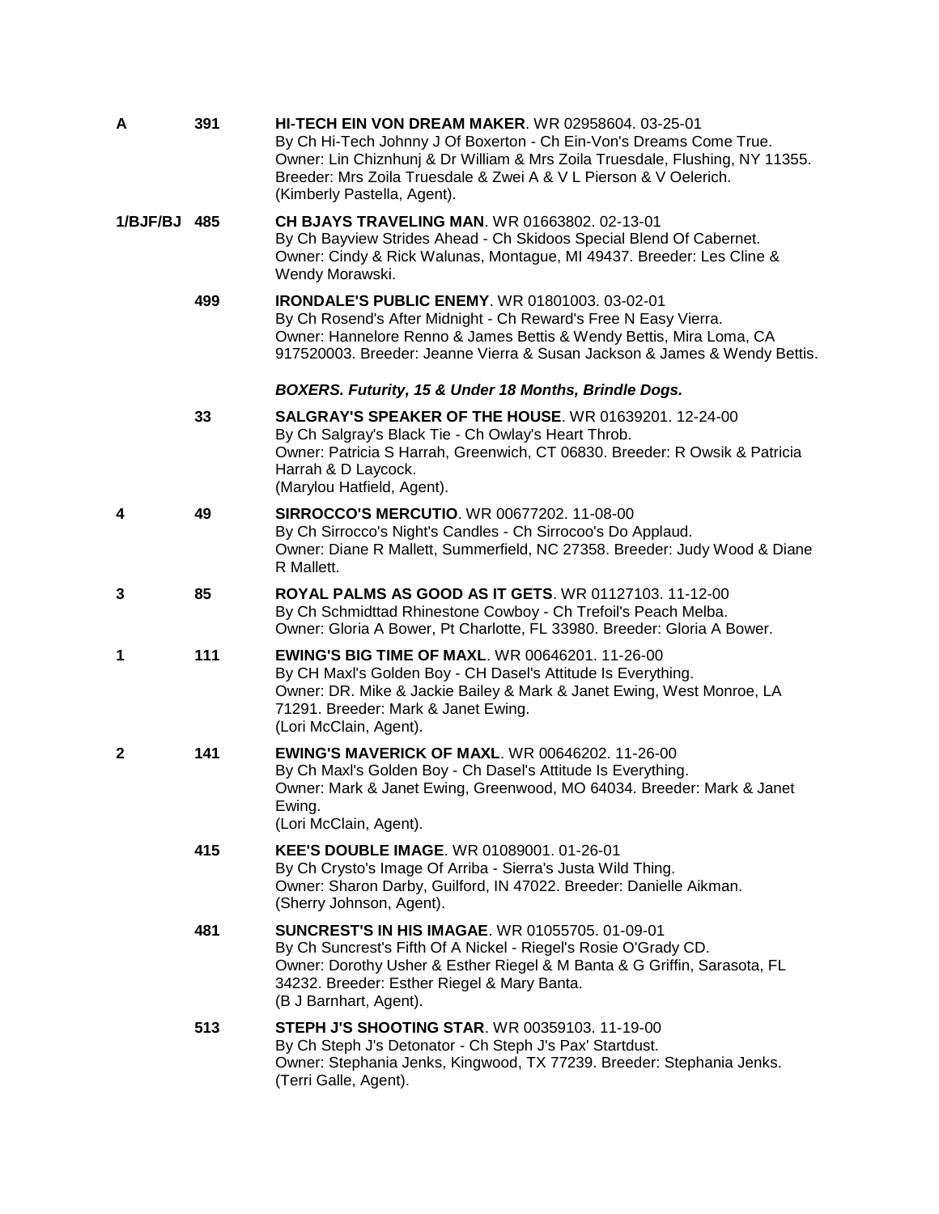| | | |
|---|---|---|
| A | 391 | **HI-TECH EIN VON DREAM MAKER**. WR 02958604. 03-25-01<br>By Ch Hi-Tech Johnny J Of Boxerton - Ch Ein-Von's Dreams Come True.<br>Owner: Lin Chiznhunj & Dr William & Mrs Zoila Truesdale, Flushing, NY 11355.<br>Breeder: Mrs Zoila Truesdale & Zwei A & V L Pierson & V Oelerich.<br>(Kimberly Pastella, Agent). |
| 1/BJF/BJ | 485 | **CH BJAYS TRAVELING MAN**. WR 01663802. 02-13-01<br>By Ch Bayview Strides Ahead - Ch Skidoos Special Blend Of Cabernet.<br>Owner: Cindy & Rick Walunas, Montague, MI 49437. Breeder: Les Cline & Wendy Morawski. |
| | 499 | **IRONDALE'S PUBLIC ENEMY**. WR 01801003. 03-02-01<br>By Ch Rosend's After Midnight - Ch Reward's Free N Easy Vierra.<br>Owner: Hannelore Renno & James Bettis & Wendy Bettis, Mira Loma, CA 917520003. Breeder: Jeanne Vierra & Susan Jackson & James & Wendy Bettis. |

***BOXERS. Futurity, 15 & Under 18 Months, Brindle Dogs.***

| | | |
|---|---|---|
| | 33 | **SALGRAY'S SPEAKER OF THE HOUSE**. WR 01639201. 12-24-00<br>By Ch Salgray's Black Tie - Ch Owlay's Heart Throb.<br>Owner: Patricia S Harrah, Greenwich, CT 06830. Breeder: R Owsik & Patricia Harrah & D Laycock.<br>(Marylou Hatfield, Agent). |
| 4 | 49 | **SIRROCCO'S MERCUTIO**. WR 00677202. 11-08-00<br>By Ch Sirrocco's Night's Candles - Ch Sirrocoo's Do Applaud.<br>Owner: Diane R Mallett, Summerfield, NC 27358. Breeder: Judy Wood & Diane R Mallett. |
| 3 | 85 | **ROYAL PALMS AS GOOD AS IT GETS**. WR 01127103. 11-12-00<br>By Ch Schmidttad Rhinestone Cowboy - Ch Trefoil's Peach Melba.<br>Owner: Gloria A Bower, Pt Charlotte, FL 33980. Breeder: Gloria A Bower. |
| 1 | 111 | **EWING'S BIG TIME OF MAXL**. WR 00646201. 11-26-00<br>By CH Maxl's Golden Boy - CH Dasel's Attitude Is Everything.<br>Owner: DR. Mike & Jackie Bailey & Mark & Janet Ewing, West Monroe, LA 71291. Breeder: Mark & Janet Ewing.<br>(Lori McClain, Agent). |
| 2 | 141 | **EWING'S MAVERICK OF MAXL**. WR 00646202. 11-26-00<br>By Ch Maxl's Golden Boy - Ch Dasel's Attitude Is Everything.<br>Owner: Mark & Janet Ewing, Greenwood, MO 64034. Breeder: Mark & Janet Ewing.<br>(Lori McClain, Agent). |
| | 415 | **KEE'S DOUBLE IMAGE**. WR 01089001. 01-26-01<br>By Ch Crysto's Image Of Arriba - Sierra's Justa Wild Thing.<br>Owner: Sharon Darby, Guilford, IN 47022. Breeder: Danielle Aikman.<br>(Sherry Johnson, Agent). |
| | 481 | **SUNCREST'S IN HIS IMAGAE**. WR 01055705. 01-09-01<br>By Ch Suncrest's Fifth Of A Nickel - Riegel's Rosie O'Grady CD.<br>Owner: Dorothy Usher & Esther Riegel & M Banta & G Griffin, Sarasota, FL 34232. Breeder: Esther Riegel & Mary Banta.<br>(B J Barnhart, Agent). |
| | 513 | **STEPH J'S SHOOTING STAR**. WR 00359103. 11-19-00<br>By Ch Steph J's Detonator - Ch Steph J's Pax' Startdust.<br>Owner: Stephania Jenks, Kingwood, TX 77239. Breeder: Stephania Jenks.<br>(Terri Galle, Agent). |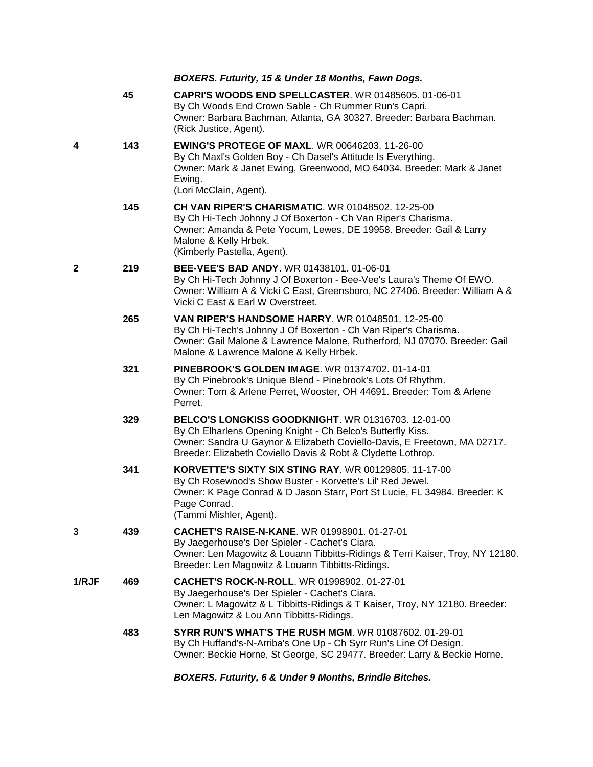***BOXERS. Futurity, 15 & Under 18 Months, Fawn Dogs.***

| Placement | No. | Entry |
|---|---|---|
| | 45 | **CAPRI'S WOODS END SPELLCASTER**. WR 01485605. 01-06-01<br>By Ch Woods End Crown Sable - Ch Rummer Run's Capri.<br>Owner: Barbara Bachman, Atlanta, GA 30327. Breeder: Barbara Bachman.<br>(Rick Justice, Agent). |
| 4 | 143 | **EWING'S PROTEGE OF MAXL**. WR 00646203. 11-26-00<br>By Ch Maxl's Golden Boy - Ch Dasel's Attitude Is Everything.<br>Owner: Mark & Janet Ewing, Greenwood, MO 64034. Breeder: Mark & Janet Ewing.<br>(Lori McClain, Agent). |
| | 145 | **CH VAN RIPER'S CHARISMATIC**. WR 01048502. 12-25-00<br>By Ch Hi-Tech Johnny J Of Boxerton - Ch Van Riper's Charisma.<br>Owner: Amanda & Pete Yocum, Lewes, DE 19958. Breeder: Gail & Larry Malone & Kelly Hrbek.<br>(Kimberly Pastella, Agent). |
| 2 | 219 | **BEE-VEE'S BAD ANDY**. WR 01438101. 01-06-01<br>By Ch Hi-Tech Johnny J Of Boxerton - Bee-Vee's Laura's Theme Of EWO.<br>Owner: William A & Vicki C East, Greensboro, NC 27406. Breeder: William A & Vicki C East & Earl W Overstreet. |
| | 265 | **VAN RIPER'S HANDSOME HARRY**. WR 01048501. 12-25-00<br>By Ch Hi-Tech's Johnny J Of Boxerton - Ch Van Riper's Charisma.<br>Owner: Gail Malone & Lawrence Malone, Rutherford, NJ 07070. Breeder: Gail Malone & Lawrence Malone & Kelly Hrbek. |
| | 321 | **PINEBROOK'S GOLDEN IMAGE**. WR 01374702. 01-14-01<br>By Ch Pinebrook's Unique Blend - Pinebrook's Lots Of Rhythm.<br>Owner: Tom & Arlene Perret, Wooster, OH 44691. Breeder: Tom & Arlene Perret. |
| | 329 | **BELCO'S LONGKISS GOODKNIGHT**. WR 01316703. 12-01-00<br>By Ch Elharlens Opening Knight - Ch Belco's Butterfly Kiss.<br>Owner: Sandra U Gaynor & Elizabeth Coviello-Davis, E Freetown, MA 02717.<br>Breeder: Elizabeth Coviello Davis & Robt & Clydette Lothrop. |
| | 341 | **KORVETTE'S SIXTY SIX STING RAY**. WR 00129805. 11-17-00<br>By Ch Rosewood's Show Buster - Korvette's Lil' Red Jewel.<br>Owner: K Page Conrad & D Jason Starr, Port St Lucie, FL 34984. Breeder: K Page Conrad.<br>(Tammi Mishler, Agent). |
| 3 | 439 | **CACHET'S RAISE-N-KANE**. WR 01998901. 01-27-01<br>By Jaegerhouse's Der Spieler - Cachet's Ciara.<br>Owner: Len Magowitz & Louann Tibbitts-Ridings & Terri Kaiser, Troy, NY 12180.<br>Breeder: Len Magowitz & Louann Tibbitts-Ridings. |
| 1/RJF | 469 | **CACHET'S ROCK-N-ROLL**. WR 01998902. 01-27-01<br>By Jaegerhouse's Der Spieler - Cachet's Ciara.<br>Owner: L Magowitz & L Tibbitts-Ridings & T Kaiser, Troy, NY 12180. Breeder: Len Magowitz & Lou Ann Tibbitts-Ridings. |
| | 483 | **SYRR RUN'S WHAT'S THE RUSH MGM**. WR 01087602. 01-29-01<br>By Ch Huffand's-N-Arriba's One Up - Ch Syrr Run's Line Of Design.<br>Owner: Beckie Horne, St George, SC 29477. Breeder: Larry & Beckie Horne. |

***BOXERS. Futurity, 6 & Under 9 Months, Brindle Bitches.***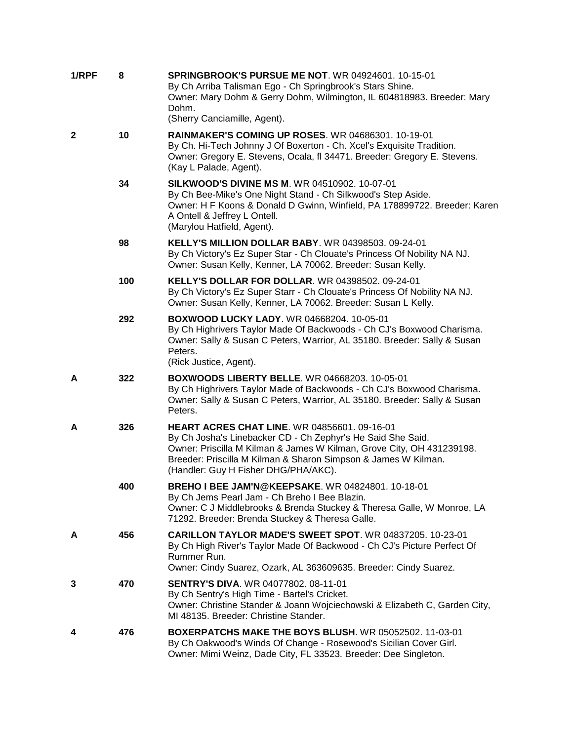| | | |
|---|---|---|
| **1/RPF** | **8** | **SPRINGBROOK'S PURSUE ME NOT**. WR 04924601. 10-15-01<br>By Ch Arriba Talisman Ego - Ch Springbrook's Stars Shine.<br>Owner: Mary Dohm & Gerry Dohm, Wilmington, IL 604818983. Breeder: Mary Dohm.<br>(Sherry Canciamille, Agent). |
| **2** | **10** | **RAINMAKER'S COMING UP ROSES**. WR 04686301. 10-19-01<br>By Ch. Hi-Tech Johnny J Of Boxerton - Ch. Xcel's Exquisite Tradition.<br>Owner: Gregory E. Stevens, Ocala, fl 34471. Breeder: Gregory E. Stevens.<br>(Kay L Palade, Agent). |
| | **34** | **SILKWOOD'S DIVINE MS M**. WR 04510902. 10-07-01<br>By Ch Bee-Mike's One Night Stand - Ch Silkwood's Step Aside.<br>Owner: H F Koons & Donald D Gwinn, Winfield, PA 178899722. Breeder: Karen A Ontell & Jeffrey L Ontell.<br>(Marylou Hatfield, Agent). |
| | **98** | **KELLY'S MILLION DOLLAR BABY**. WR 04398503. 09-24-01<br>By Ch Victory's Ez Super Star - Ch Clouate's Princess Of Nobility NA NJ.<br>Owner: Susan Kelly, Kenner, LA 70062. Breeder: Susan Kelly. |
| | **100** | **KELLY'S DOLLAR FOR DOLLAR**. WR 04398502. 09-24-01<br>By Ch Victory's Ez Super Starr - Ch Clouate's Princess Of Nobility NA NJ.<br>Owner: Susan Kelly, Kenner, LA 70062. Breeder: Susan L Kelly. |
| | **292** | **BOXWOOD LUCKY LADY**. WR 04668204. 10-05-01<br>By Ch Highrivers Taylor Made Of Backwoods - Ch CJ's Boxwood Charisma.<br>Owner: Sally & Susan C Peters, Warrior, AL 35180. Breeder: Sally & Susan Peters.<br>(Rick Justice, Agent). |
| **A** | **322** | **BOXWOODS LIBERTY BELLE**. WR 04668203. 10-05-01<br>By Ch Highrivers Taylor Made of Backwoods - Ch CJ's Boxwood Charisma.<br>Owner: Sally & Susan C Peters, Warrior, AL 35180. Breeder: Sally & Susan Peters. |
| **A** | **326** | **HEART ACRES CHAT LINE**. WR 04856601. 09-16-01<br>By Ch Josha's Linebacker CD - Ch Zephyr's He Said She Said.<br>Owner: Priscilla M Kilman & James W Kilman, Grove City, OH 431239198.<br>Breeder: Priscilla M Kilman & Sharon Simpson & James W Kilman.<br>(Handler: Guy H Fisher DHG/PHA/AKC). |
| | **400** | **BREHO I BEE JAM'N@KEEPSAKE**. WR 04824801. 10-18-01<br>By Ch Jems Pearl Jam - Ch Breho I Bee Blazin.<br>Owner: C J Middlebrooks & Brenda Stuckey & Theresa Galle, W Monroe, LA 71292. Breeder: Brenda Stuckey & Theresa Galle. |
| **A** | **456** | **CARILLON TAYLOR MADE'S SWEET SPOT**. WR 04837205. 10-23-01<br>By Ch High River's Taylor Made Of Backwood - Ch CJ's Picture Perfect Of Rummer Run.<br>Owner: Cindy Suarez, Ozark, AL 363609635. Breeder: Cindy Suarez. |
| **3** | **470** | **SENTRY'S DIVA**. WR 04077802. 08-11-01<br>By Ch Sentry's High Time - Bartel's Cricket.<br>Owner: Christine Stander & Joann Wojciechowski & Elizabeth C, Garden City, MI 48135. Breeder: Christine Stander. |
| **4** | **476** | **BOXERPATCHS MAKE THE BOYS BLUSH**. WR 05052502. 11-03-01<br>By Ch Oakwood's Winds Of Change - Rosewood's Sicilian Cover Girl.<br>Owner: Mimi Weinz, Dade City, FL 33523. Breeder: Dee Singleton. |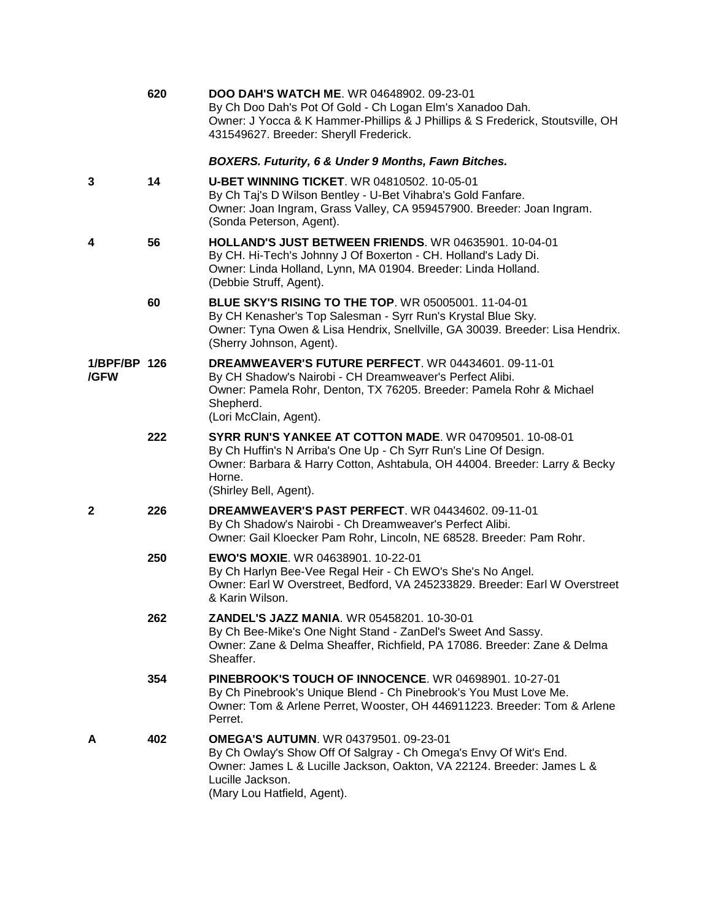| Placement | No. | Entry |
|---|---|---|
| | 620 | **DOO DAH'S WATCH ME**. WR 04648902. 09-23-01<br>By Ch Doo Dah's Pot Of Gold - Ch Logan Elm's Xanadoo Dah.<br>Owner: J Yocca & K Hammer-Phillips & J Phillips & S Frederick, Stoutsville, OH 431549627. Breeder: Sheryll Frederick. |

***BOXERS. Futurity, 6 & Under 9 Months, Fawn Bitches.***

| Placement | No. | Entry |
|---|---|---|
| 3 | 14 | **U-BET WINNING TICKET**. WR 04810502. 10-05-01<br>By Ch Taj's D Wilson Bentley - U-Bet Vihabra's Gold Fanfare.<br>Owner: Joan Ingram, Grass Valley, CA 959457900. Breeder: Joan Ingram.<br>(Sonda Peterson, Agent). |
| 4 | 56 | **HOLLAND'S JUST BETWEEN FRIENDS**. WR 04635901. 10-04-01<br>By CH. Hi-Tech's Johnny J Of Boxerton - CH. Holland's Lady Di.<br>Owner: Linda Holland, Lynn, MA 01904. Breeder: Linda Holland.<br>(Debbie Struff, Agent). |
| | 60 | **BLUE SKY'S RISING TO THE TOP**. WR 05005001. 11-04-01<br>By CH Kenasher's Top Salesman - Syrr Run's Krystal Blue Sky.<br>Owner: Tyna Owen & Lisa Hendrix, Snellville, GA 30039. Breeder: Lisa Hendrix.<br>(Sherry Johnson, Agent). |
| 1/BPF/BP/GFW | 126 | **DREAMWEAVER'S FUTURE PERFECT**. WR 04434601. 09-11-01<br>By CH Shadow's Nairobi - CH Dreamweaver's Perfect Alibi.<br>Owner: Pamela Rohr, Denton, TX 76205. Breeder: Pamela Rohr & Michael Shepherd.<br>(Lori McClain, Agent). |
| | 222 | **SYRR RUN'S YANKEE AT COTTON MADE**. WR 04709501. 10-08-01<br>By Ch Huffin's N Arriba's One Up - Ch Syrr Run's Line Of Design.<br>Owner: Barbara & Harry Cotton, Ashtabula, OH 44004. Breeder: Larry & Becky Horne.<br>(Shirley Bell, Agent). |
| 2 | 226 | **DREAMWEAVER'S PAST PERFECT**. WR 04434602. 09-11-01<br>By Ch Shadow's Nairobi - Ch Dreamweaver's Perfect Alibi.<br>Owner: Gail Kloecker Pam Rohr, Lincoln, NE 68528. Breeder: Pam Rohr. |
| | 250 | **EWO'S MOXIE**. WR 04638901. 10-22-01<br>By Ch Harlyn Bee-Vee Regal Heir - Ch EWO's She's No Angel.<br>Owner: Earl W Overstreet, Bedford, VA 245233829. Breeder: Earl W Overstreet & Karin Wilson. |
| | 262 | **ZANDEL'S JAZZ MANIA**. WR 05458201. 10-30-01<br>By Ch Bee-Mike's One Night Stand - ZanDel's Sweet And Sassy.<br>Owner: Zane & Delma Sheaffer, Richfield, PA 17086. Breeder: Zane & Delma Sheaffer. |
| | 354 | **PINEBROOK'S TOUCH OF INNOCENCE**. WR 04698901. 10-27-01<br>By Ch Pinebrook's Unique Blend - Ch Pinebrook's You Must Love Me.<br>Owner: Tom & Arlene Perret, Wooster, OH 446911223. Breeder: Tom & Arlene Perret. |
| A | 402 | **OMEGA'S AUTUMN**. WR 04379501. 09-23-01<br>By Ch Owlay's Show Off Of Salgray - Ch Omega's Envy Of Wit's End.<br>Owner: James L & Lucille Jackson, Oakton, VA 22124. Breeder: James L & Lucille Jackson.<br>(Mary Lou Hatfield, Agent). |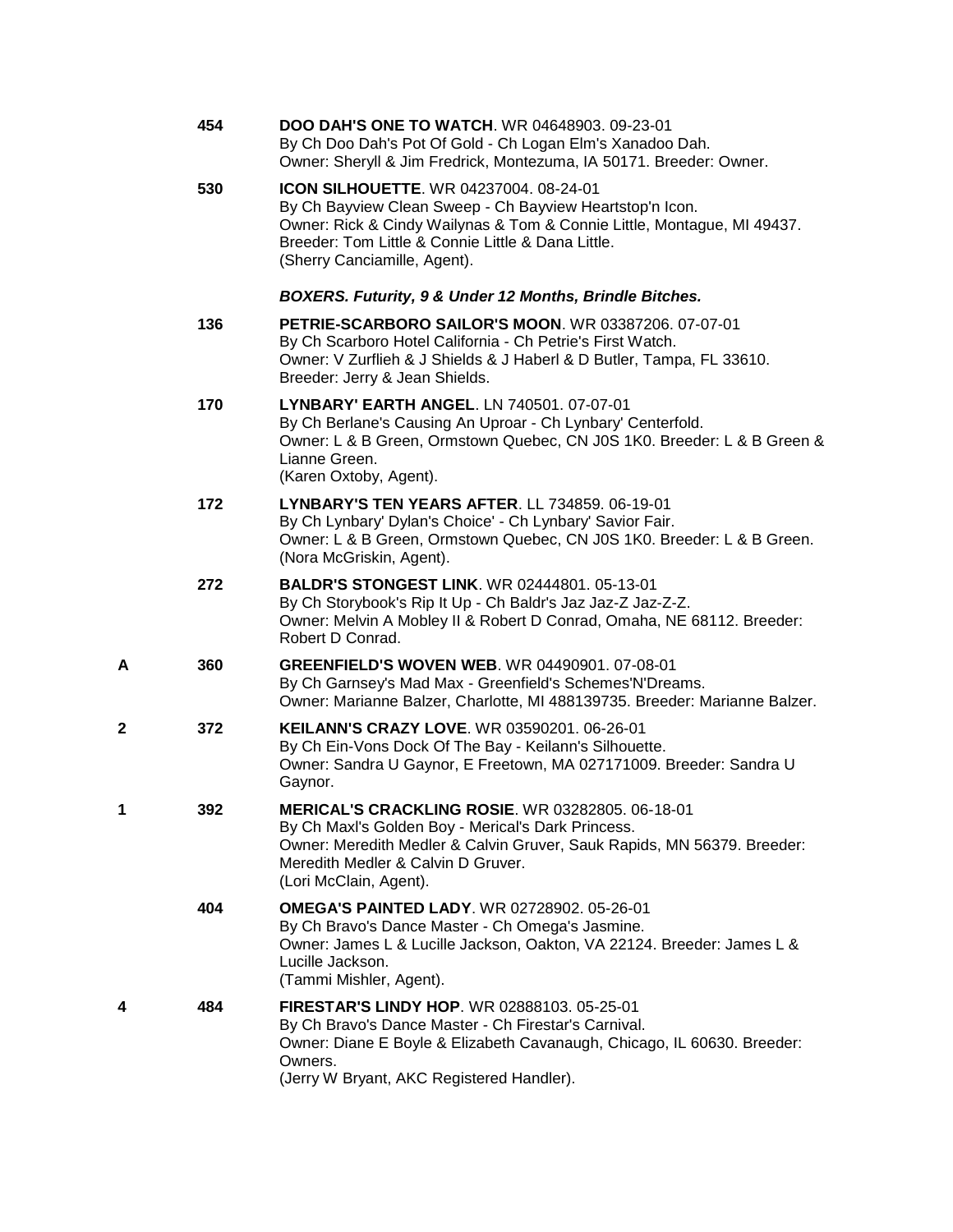**454** **DOO DAH'S ONE TO WATCH**. WR 04648903. 09-23-01
By Ch Doo Dah's Pot Of Gold - Ch Logan Elm's Xanadoo Dah.
Owner: Sheryll & Jim Fredrick, Montezuma, IA 50171. Breeder: Owner.

**530** **ICON SILHOUETTE**. WR 04237004. 08-24-01
By Ch Bayview Clean Sweep - Ch Bayview Heartstop'n Icon.
Owner: Rick & Cindy Wailynas & Tom & Connie Little, Montague, MI 49437.
Breeder: Tom Little & Connie Little & Dana Little.
(Sherry Canciamille, Agent).

***BOXERS. Futurity, 9 & Under 12 Months, Brindle Bitches.***

**136** **PETRIE-SCARBORO SAILOR'S MOON**. WR 03387206. 07-07-01
By Ch Scarboro Hotel California - Ch Petrie's First Watch.
Owner: V Zurflieh & J Shields & J Haberl & D Butler, Tampa, FL 33610.
Breeder: Jerry & Jean Shields.

**170** **LYNBARY' EARTH ANGEL**. LN 740501. 07-07-01
By Ch Berlane's Causing An Uproar - Ch Lynbary' Centerfold.
Owner: L & B Green, Ormstown Quebec, CN J0S 1K0. Breeder: L & B Green & Lianne Green.
(Karen Oxtoby, Agent).

**172** **LYNBARY'S TEN YEARS AFTER**. LL 734859. 06-19-01
By Ch Lynbary' Dylan's Choice' - Ch Lynbary' Savior Fair.
Owner: L & B Green, Ormstown Quebec, CN J0S 1K0. Breeder: L & B Green.
(Nora McGriskin, Agent).

**272** **BALDR'S STONGEST LINK**. WR 02444801. 05-13-01
By Ch Storybook's Rip It Up - Ch Baldr's Jaz Jaz-Z Jaz-Z-Z.
Owner: Melvin A Mobley II & Robert D Conrad, Omaha, NE 68112. Breeder: Robert D Conrad.

**A** **360** **GREENFIELD'S WOVEN WEB**. WR 04490901. 07-08-01
By Ch Garnsey's Mad Max - Greenfield's Schemes'N'Dreams.
Owner: Marianne Balzer, Charlotte, MI 488139735. Breeder: Marianne Balzer.

**2** **372** **KEILANN'S CRAZY LOVE**. WR 03590201. 06-26-01
By Ch Ein-Vons Dock Of The Bay - Keilann's Silhouette.
Owner: Sandra U Gaynor, E Freetown, MA 027171009. Breeder: Sandra U Gaynor.

**1** **392** **MERICAL'S CRACKLING ROSIE**. WR 03282805. 06-18-01
By Ch Maxl's Golden Boy - Merical's Dark Princess.
Owner: Meredith Medler & Calvin Gruver, Sauk Rapids, MN 56379. Breeder: Meredith Medler & Calvin D Gruver.
(Lori McClain, Agent).

**404** **OMEGA'S PAINTED LADY**. WR 02728902. 05-26-01
By Ch Bravo's Dance Master - Ch Omega's Jasmine.
Owner: James L & Lucille Jackson, Oakton, VA 22124. Breeder: James L & Lucille Jackson.
(Tammi Mishler, Agent).

**4** **484** **FIRESTAR'S LINDY HOP**. WR 02888103. 05-25-01
By Ch Bravo's Dance Master - Ch Firestar's Carnival.
Owner: Diane E Boyle & Elizabeth Cavanaugh, Chicago, IL 60630. Breeder: Owners.
(Jerry W Bryant, AKC Registered Handler).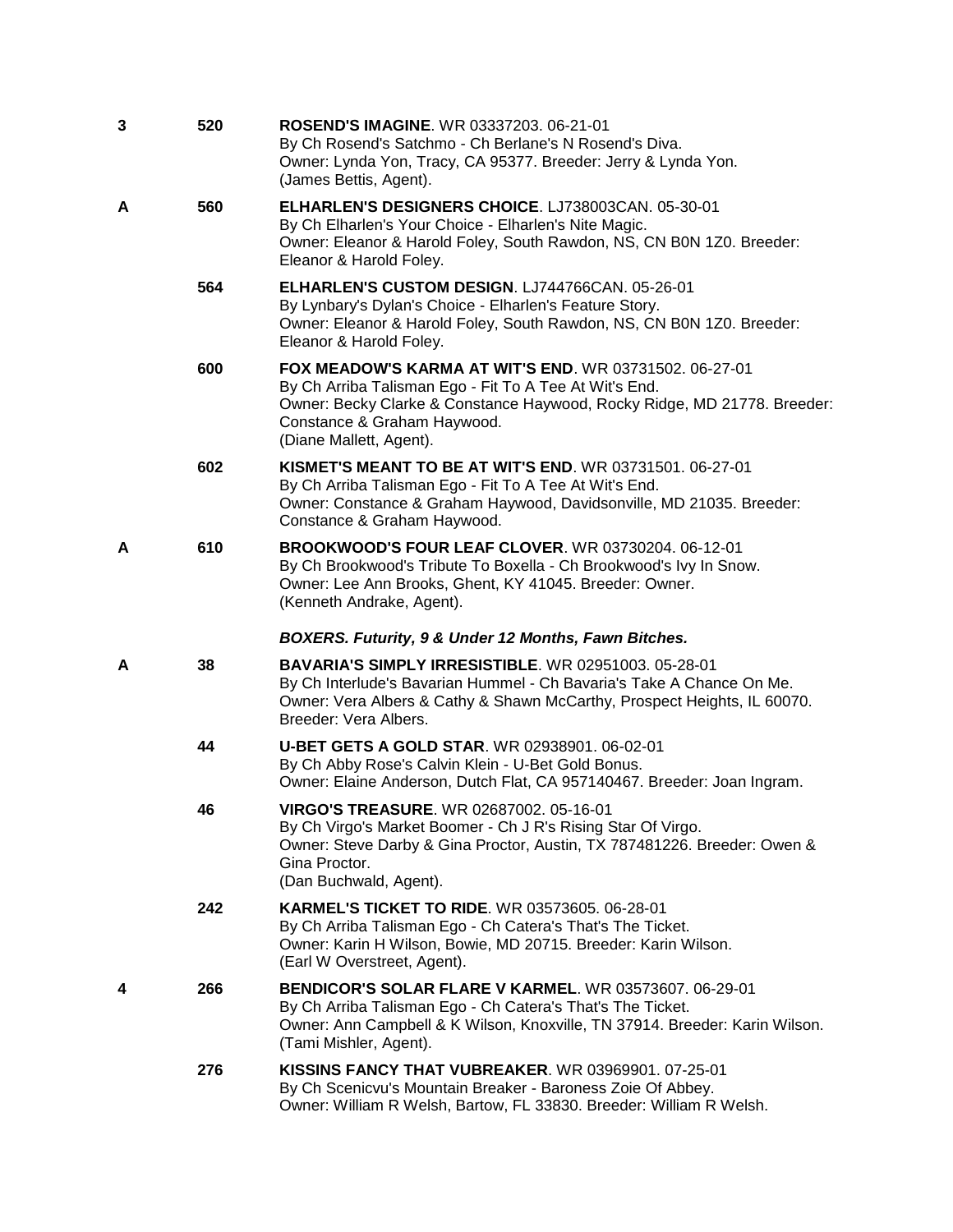3 520 **ROSEND'S IMAGINE**. WR 03337203. 06-21-01
By Ch Rosend's Satchmo - Ch Berlane's N Rosend's Diva.
Owner: Lynda Yon, Tracy, CA 95377. Breeder: Jerry & Lynda Yon.
(James Bettis, Agent).

A 560 **ELHARLEN'S DESIGNERS CHOICE**. LJ738003CAN. 05-30-01
By Ch Elharlen's Your Choice - Elharlen's Nite Magic.
Owner: Eleanor & Harold Foley, South Rawdon, NS, CN B0N 1Z0. Breeder: Eleanor & Harold Foley.

564 **ELHARLEN'S CUSTOM DESIGN**. LJ744766CAN. 05-26-01
By Lynbary's Dylan's Choice - Elharlen's Feature Story.
Owner: Eleanor & Harold Foley, South Rawdon, NS, CN B0N 1Z0. Breeder: Eleanor & Harold Foley.

600 **FOX MEADOW'S KARMA AT WIT'S END**. WR 03731502. 06-27-01
By Ch Arriba Talisman Ego - Fit To A Tee At Wit's End.
Owner: Becky Clarke & Constance Haywood, Rocky Ridge, MD 21778. Breeder: Constance & Graham Haywood.
(Diane Mallett, Agent).

602 **KISMET'S MEANT TO BE AT WIT'S END**. WR 03731501. 06-27-01
By Ch Arriba Talisman Ego - Fit To A Tee At Wit's End.
Owner: Constance & Graham Haywood, Davidsonville, MD 21035. Breeder: Constance & Graham Haywood.

A 610 **BROOKWOOD'S FOUR LEAF CLOVER**. WR 03730204. 06-12-01
By Ch Brookwood's Tribute To Boxella - Ch Brookwood's Ivy In Snow.
Owner: Lee Ann Brooks, Ghent, KY 41045. Breeder: Owner.
(Kenneth Andrake, Agent).

***BOXERS. Futurity, 9 & Under 12 Months, Fawn Bitches.***

A 38 **BAVARIA'S SIMPLY IRRESISTIBLE**. WR 02951003. 05-28-01
By Ch Interlude's Bavarian Hummel - Ch Bavaria's Take A Chance On Me.
Owner: Vera Albers & Cathy & Shawn McCarthy, Prospect Heights, IL 60070. Breeder: Vera Albers.

44 **U-BET GETS A GOLD STAR**. WR 02938901. 06-02-01
By Ch Abby Rose's Calvin Klein - U-Bet Gold Bonus.
Owner: Elaine Anderson, Dutch Flat, CA 957140467. Breeder: Joan Ingram.

46 **VIRGO'S TREASURE**. WR 02687002. 05-16-01
By Ch Virgo's Market Boomer - Ch J R's Rising Star Of Virgo.
Owner: Steve Darby & Gina Proctor, Austin, TX 787481226. Breeder: Owen & Gina Proctor.
(Dan Buchwald, Agent).

242 **KARMEL'S TICKET TO RIDE**. WR 03573605. 06-28-01
By Ch Arriba Talisman Ego - Ch Catera's That's The Ticket.
Owner: Karin H Wilson, Bowie, MD 20715. Breeder: Karin Wilson.
(Earl W Overstreet, Agent).

4 266 **BENDICOR'S SOLAR FLARE V KARMEL**. WR 03573607. 06-29-01
By Ch Arriba Talisman Ego - Ch Catera's That's The Ticket.
Owner: Ann Campbell & K Wilson, Knoxville, TN 37914. Breeder: Karin Wilson.
(Tami Mishler, Agent).

276 **KISSINS FANCY THAT VUBREAKER**. WR 03969901. 07-25-01
By Ch Scenicvu's Mountain Breaker - Baroness Zoie Of Abbey.
Owner: William R Welsh, Bartow, FL 33830. Breeder: William R Welsh.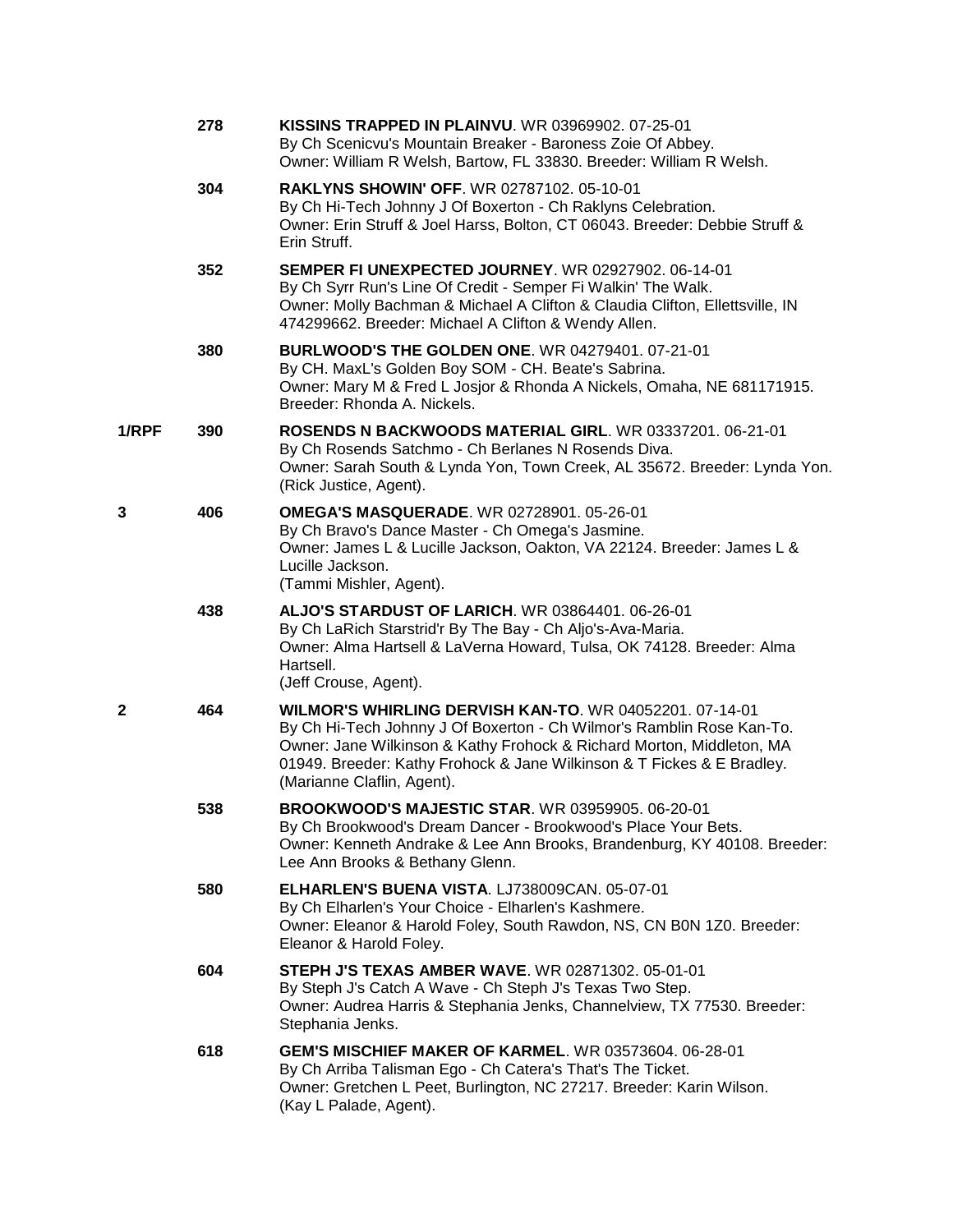| Placement | No. | Entry |
|---|---|---|
| | 278 | **KISSINS TRAPPED IN PLAINVU**. WR 03969902. 07-25-01<br>By Ch Scenicvu's Mountain Breaker - Baroness Zoie Of Abbey.<br>Owner: William R Welsh, Bartow, FL 33830. Breeder: William R Welsh. |
| | 304 | **RAKLYNS SHOWIN' OFF**. WR 02787102. 05-10-01<br>By Ch Hi-Tech Johnny J Of Boxerton - Ch Raklyns Celebration.<br>Owner: Erin Struff & Joel Harss, Bolton, CT 06043. Breeder: Debbie Struff & Erin Struff. |
| | 352 | **SEMPER FI UNEXPECTED JOURNEY**. WR 02927902. 06-14-01<br>By Ch Syrr Run's Line Of Credit - Semper Fi Walkin' The Walk.<br>Owner: Molly Bachman & Michael A Clifton & Claudia Clifton, Ellettsville, IN 474299662. Breeder: Michael A Clifton & Wendy Allen. |
| | 380 | **BURLWOOD'S THE GOLDEN ONE**. WR 04279401. 07-21-01<br>By CH. MaxL's Golden Boy SOM - CH. Beate's Sabrina.<br>Owner: Mary M & Fred L Josjor & Rhonda A Nickels, Omaha, NE 681171915. Breeder: Rhonda A. Nickels. |
| 1/RPF | 390 | **ROSENDS N BACKWOODS MATERIAL GIRL**. WR 03337201. 06-21-01<br>By Ch Rosends Satchmo - Ch Berlanes N Rosends Diva.<br>Owner: Sarah South & Lynda Yon, Town Creek, AL 35672. Breeder: Lynda Yon.<br>(Rick Justice, Agent). |
| 3 | 406 | **OMEGA'S MASQUERADE**. WR 02728901. 05-26-01<br>By Ch Bravo's Dance Master - Ch Omega's Jasmine.<br>Owner: James L & Lucille Jackson, Oakton, VA 22124. Breeder: James L & Lucille Jackson.<br>(Tammi Mishler, Agent). |
| | 438 | **ALJO'S STARDUST OF LARICH**. WR 03864401. 06-26-01<br>By Ch LaRich Starstrid'r By The Bay - Ch Aljo's-Ava-Maria.<br>Owner: Alma Hartsell & LaVerna Howard, Tulsa, OK 74128. Breeder: Alma Hartsell.<br>(Jeff Crouse, Agent). |
| 2 | 464 | **WILMOR'S WHIRLING DERVISH KAN-TO**. WR 04052201. 07-14-01<br>By Ch Hi-Tech Johnny J Of Boxerton - Ch Wilmor's Ramblin Rose Kan-To.<br>Owner: Jane Wilkinson & Kathy Frohock & Richard Morton, Middleton, MA 01949. Breeder: Kathy Frohock & Jane Wilkinson & T Fickes & E Bradley.<br>(Marianne Claflin, Agent). |
| | 538 | **BROOKWOOD'S MAJESTIC STAR**. WR 03959905. 06-20-01<br>By Ch Brookwood's Dream Dancer - Brookwood's Place Your Bets.<br>Owner: Kenneth Andrake & Lee Ann Brooks, Brandenburg, KY 40108. Breeder: Lee Ann Brooks & Bethany Glenn. |
| | 580 | **ELHARLEN'S BUENA VISTA**. LJ738009CAN. 05-07-01<br>By Ch Elharlen's Your Choice - Elharlen's Kashmere.<br>Owner: Eleanor & Harold Foley, South Rawdon, NS, CN B0N 1Z0. Breeder: Eleanor & Harold Foley. |
| | 604 | **STEPH J'S TEXAS AMBER WAVE**. WR 02871302. 05-01-01<br>By Steph J's Catch A Wave - Ch Steph J's Texas Two Step.<br>Owner: Audrea Harris & Stephania Jenks, Channelview, TX 77530. Breeder: Stephania Jenks. |
| | 618 | **GEM'S MISCHIEF MAKER OF KARMEL**. WR 03573604. 06-28-01<br>By Ch Arriba Talisman Ego - Ch Catera's That's The Ticket.<br>Owner: Gretchen L Peet, Burlington, NC 27217. Breeder: Karin Wilson.<br>(Kay L Palade, Agent). |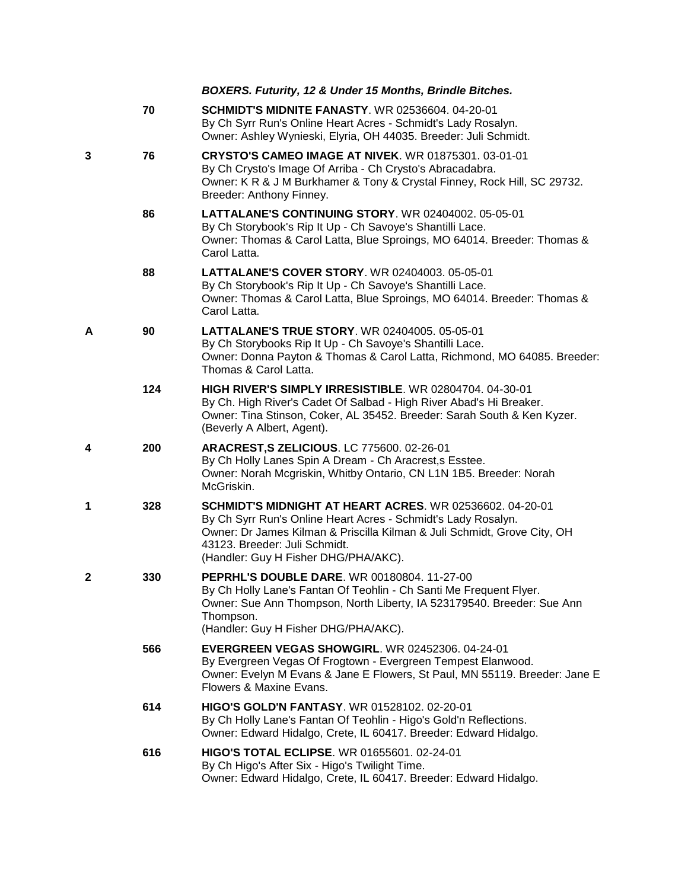***BOXERS. Futurity, 12 & Under 15 Months, Brindle Bitches.***

| Placement | No. | Entry |
|---|---|---|
| | 70 | **SCHMIDT'S MIDNITE FANASTY**. WR 02536604. 04-20-01<br>By Ch Syrr Run's Online Heart Acres - Schmidt's Lady Rosalyn.<br>Owner: Ashley Wynieski, Elyria, OH 44035. Breeder: Juli Schmidt. |
| 3 | 76 | **CRYSTO'S CAMEO IMAGE AT NIVEK**. WR 01875301. 03-01-01<br>By Ch Crysto's Image Of Arriba - Ch Crysto's Abracadabra.<br>Owner: K R & J M Burkhamer & Tony & Crystal Finney, Rock Hill, SC 29732.<br>Breeder: Anthony Finney. |
| | 86 | **LATTALANE'S CONTINUING STORY**. WR 02404002. 05-05-01<br>By Ch Storybook's Rip It Up - Ch Savoye's Shantilli Lace.<br>Owner: Thomas & Carol Latta, Blue Sproings, MO 64014. Breeder: Thomas & Carol Latta. |
| | 88 | **LATTALANE'S COVER STORY**. WR 02404003. 05-05-01<br>By Ch Storybook's Rip It Up - Ch Savoye's Shantilli Lace.<br>Owner: Thomas & Carol Latta, Blue Sproings, MO 64014. Breeder: Thomas & Carol Latta. |
| A | 90 | **LATTALANE'S TRUE STORY**. WR 02404005. 05-05-01<br>By Ch Storybooks Rip It Up - Ch Savoye's Shantilli Lace.<br>Owner: Donna Payton & Thomas & Carol Latta, Richmond, MO 64085. Breeder: Thomas & Carol Latta. |
| | 124 | **HIGH RIVER'S SIMPLY IRRESISTIBLE**. WR 02804704. 04-30-01<br>By Ch. High River's Cadet Of Salbad - High River Abad's Hi Breaker.<br>Owner: Tina Stinson, Coker, AL 35452. Breeder: Sarah South & Ken Kyzer.<br>(Beverly A Albert, Agent). |
| 4 | 200 | **ARACREST,S ZELICIOUS**. LC 775600. 02-26-01<br>By Ch Holly Lanes Spin A Dream - Ch Aracrest,s Esstee.<br>Owner: Norah Mcgriskin, Whitby Ontario, CN L1N 1B5. Breeder: Norah McGriskin. |
| 1 | 328 | **SCHMIDT'S MIDNIGHT AT HEART ACRES**. WR 02536602. 04-20-01<br>By Ch Syrr Run's Online Heart Acres - Schmidt's Lady Rosalyn.<br>Owner: Dr James Kilman & Priscilla Kilman & Juli Schmidt, Grove City, OH 43123. Breeder: Juli Schmidt.<br>(Handler: Guy H Fisher DHG/PHA/AKC). |
| 2 | 330 | **PEPRHL'S DOUBLE DARE**. WR 00180804. 11-27-00<br>By Ch Holly Lane's Fantan Of Teohlin - Ch Santi Me Frequent Flyer.<br>Owner: Sue Ann Thompson, North Liberty, IA 523179540. Breeder: Sue Ann Thompson.<br>(Handler: Guy H Fisher DHG/PHA/AKC). |
| | 566 | **EVERGREEN VEGAS SHOWGIRL**. WR 02452306. 04-24-01<br>By Evergreen Vegas Of Frogtown - Evergreen Tempest Elanwood.<br>Owner: Evelyn M Evans & Jane E Flowers, St Paul, MN 55119. Breeder: Jane E Flowers & Maxine Evans. |
| | 614 | **HIGO'S GOLD'N FANTASY**. WR 01528102. 02-20-01<br>By Ch Holly Lane's Fantan Of Teohlin - Higo's Gold'n Reflections.<br>Owner: Edward Hidalgo, Crete, IL 60417. Breeder: Edward Hidalgo. |
| | 616 | **HIGO'S TOTAL ECLIPSE**. WR 01655601. 02-24-01<br>By Ch Higo's After Six - Higo's Twilight Time.<br>Owner: Edward Hidalgo, Crete, IL 60417. Breeder: Edward Hidalgo. |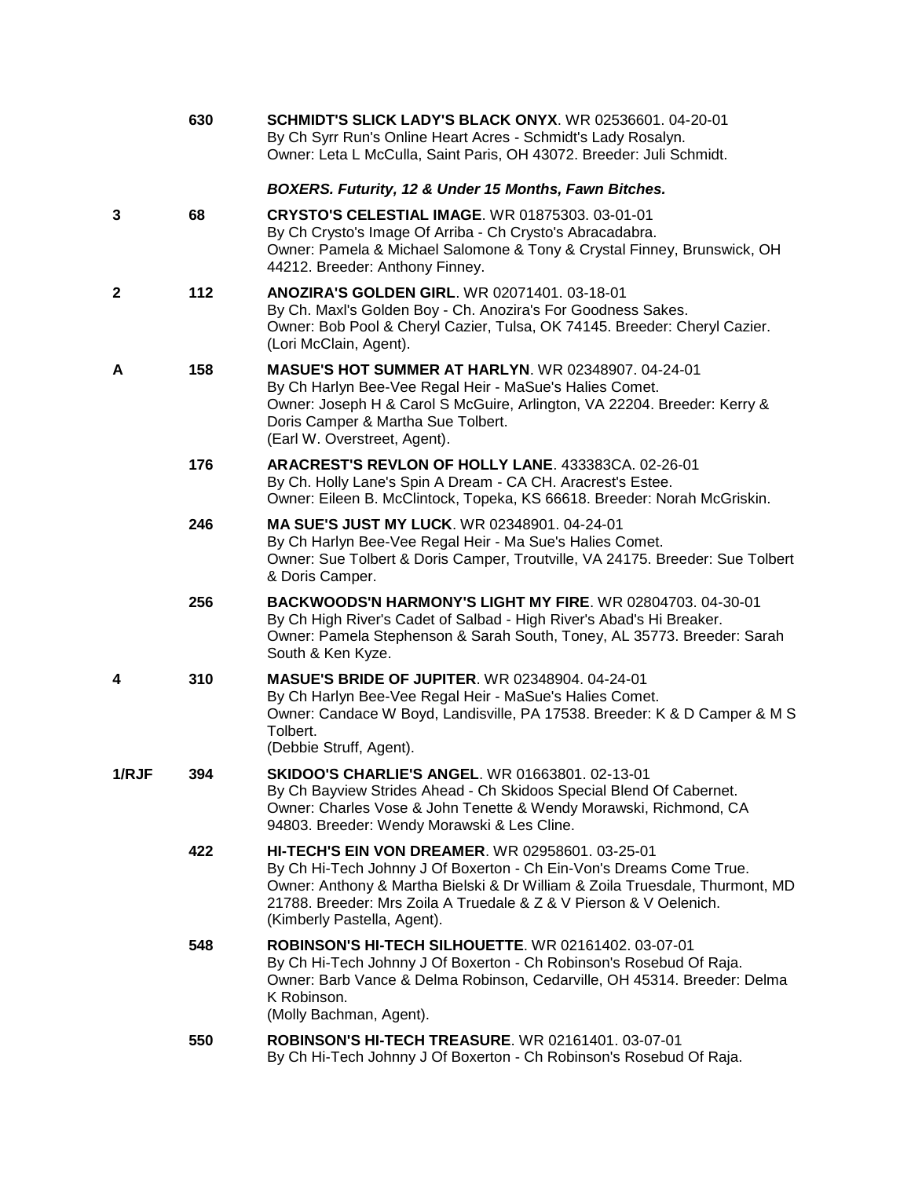| | | |
|---|---|---|
| | 630 | **SCHMIDT'S SLICK LADY'S BLACK ONYX**. WR 02536601. 04-20-01<br>By Ch Syrr Run's Online Heart Acres - Schmidt's Lady Rosalyn.<br>Owner: Leta L McCulla, Saint Paris, OH 43072. Breeder: Juli Schmidt. |

### *BOXERS. Futurity, 12 & Under 15 Months, Fawn Bitches.*

| | | |
|---|---|---|
| 3 | 68 | **CRYSTO'S CELESTIAL IMAGE**. WR 01875303. 03-01-01<br>By Ch Crysto's Image Of Arriba - Ch Crysto's Abracadabra.<br>Owner: Pamela & Michael Salomone & Tony & Crystal Finney, Brunswick, OH 44212. Breeder: Anthony Finney. |
| 2 | 112 | **ANOZIRA'S GOLDEN GIRL**. WR 02071401. 03-18-01<br>By Ch. Maxl's Golden Boy - Ch. Anozira's For Goodness Sakes.<br>Owner: Bob Pool & Cheryl Cazier, Tulsa, OK 74145. Breeder: Cheryl Cazier.<br>(Lori McClain, Agent). |
| A | 158 | **MASUE'S HOT SUMMER AT HARLYN**. WR 02348907. 04-24-01<br>By Ch Harlyn Bee-Vee Regal Heir - MaSue's Halies Comet.<br>Owner: Joseph H & Carol S McGuire, Arlington, VA 22204. Breeder: Kerry & Doris Camper & Martha Sue Tolbert.<br>(Earl W. Overstreet, Agent). |
| | 176 | **ARACREST'S REVLON OF HOLLY LANE**. 433383CA. 02-26-01<br>By Ch. Holly Lane's Spin A Dream - CA CH. Aracrest's Estee.<br>Owner: Eileen B. McClintock, Topeka, KS 66618. Breeder: Norah McGriskin. |
| | 246 | **MA SUE'S JUST MY LUCK**. WR 02348901. 04-24-01<br>By Ch Harlyn Bee-Vee Regal Heir - Ma Sue's Halies Comet.<br>Owner: Sue Tolbert & Doris Camper, Troutville, VA 24175. Breeder: Sue Tolbert & Doris Camper. |
| | 256 | **BACKWOODS'N HARMONY'S LIGHT MY FIRE**. WR 02804703. 04-30-01<br>By Ch High River's Cadet of Salbad - High River's Abad's Hi Breaker.<br>Owner: Pamela Stephenson & Sarah South, Toney, AL 35773. Breeder: Sarah South & Ken Kyze. |
| 4 | 310 | **MASUE'S BRIDE OF JUPITER**. WR 02348904. 04-24-01<br>By Ch Harlyn Bee-Vee Regal Heir - MaSue's Halies Comet.<br>Owner: Candace W Boyd, Landisville, PA 17538. Breeder: K & D Camper & M S Tolbert.<br>(Debbie Struff, Agent). |
| 1/RJF | 394 | **SKIDOO'S CHARLIE'S ANGEL**. WR 01663801. 02-13-01<br>By Ch Bayview Strides Ahead - Ch Skidoos Special Blend Of Cabernet.<br>Owner: Charles Vose & John Tenette & Wendy Morawski, Richmond, CA 94803. Breeder: Wendy Morawski & Les Cline. |
| | 422 | **HI-TECH'S EIN VON DREAMER**. WR 02958601. 03-25-01<br>By Ch Hi-Tech Johnny J Of Boxerton - Ch Ein-Von's Dreams Come True.<br>Owner: Anthony & Martha Bielski & Dr William & Zoila Truesdale, Thurmont, MD 21788. Breeder: Mrs Zoila A Truedale & Z & V Pierson & V Oelenich.<br>(Kimberly Pastella, Agent). |
| | 548 | **ROBINSON'S HI-TECH SILHOUETTE**. WR 02161402. 03-07-01<br>By Ch Hi-Tech Johnny J Of Boxerton - Ch Robinson's Rosebud Of Raja.<br>Owner: Barb Vance & Delma Robinson, Cedarville, OH 45314. Breeder: Delma K Robinson.<br>(Molly Bachman, Agent). |
| | 550 | **ROBINSON'S HI-TECH TREASURE**. WR 02161401. 03-07-01<br>By Ch Hi-Tech Johnny J Of Boxerton - Ch Robinson's Rosebud Of Raja. |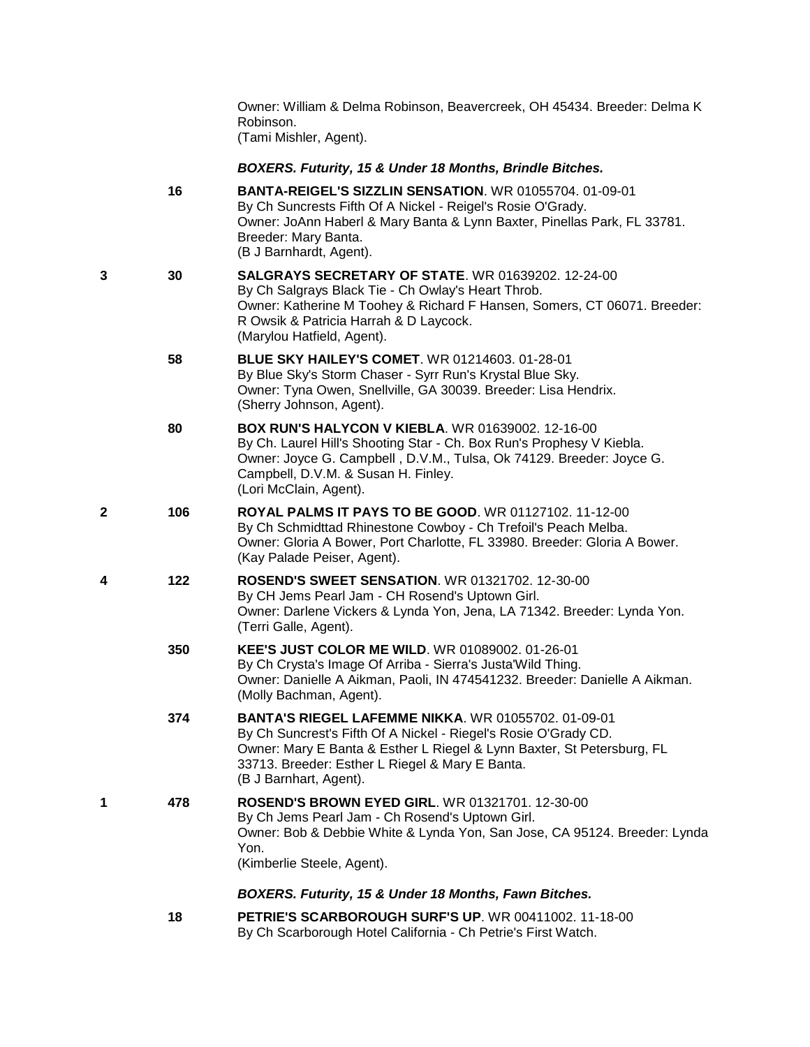Owner: William & Delma Robinson, Beavercreek, OH 45434. Breeder: Delma K Robinson.
(Tami Mishler, Agent).

***BOXERS. Futurity, 15 & Under 18 Months, Brindle Bitches.***

| Placement | Number | Entry |
|---|---|---|
| | 16 | **BANTA-REIGEL'S SIZZLIN SENSATION**. WR 01055704. 01-09-01<br>By Ch Suncrests Fifth Of A Nickel - Reigel's Rosie O'Grady.<br>Owner: JoAnn Haberl & Mary Banta & Lynn Baxter, Pinellas Park, FL 33781. Breeder: Mary Banta.<br>(B J Barnhardt, Agent). |
| 3 | 30 | **SALGRAYS SECRETARY OF STATE**. WR 01639202. 12-24-00<br>By Ch Salgrays Black Tie - Ch Owlay's Heart Throb.<br>Owner: Katherine M Toohey & Richard F Hansen, Somers, CT 06071. Breeder: R Owsik & Patricia Harrah & D Laycock.<br>(Marylou Hatfield, Agent). |
| | 58 | **BLUE SKY HAILEY'S COMET**. WR 01214603. 01-28-01<br>By Blue Sky's Storm Chaser - Syrr Run's Krystal Blue Sky.<br>Owner: Tyna Owen, Snellville, GA 30039. Breeder: Lisa Hendrix.<br>(Sherry Johnson, Agent). |
| | 80 | **BOX RUN'S HALYCON V KIEBLA**. WR 01639002. 12-16-00<br>By Ch. Laurel Hill's Shooting Star - Ch. Box Run's Prophesy V Kiebla.<br>Owner: Joyce G. Campbell , D.V.M., Tulsa, Ok 74129. Breeder: Joyce G. Campbell, D.V.M. & Susan H. Finley.<br>(Lori McClain, Agent). |
| 2 | 106 | **ROYAL PALMS IT PAYS TO BE GOOD**. WR 01127102. 11-12-00<br>By Ch Schmidttad Rhinestone Cowboy - Ch Trefoil's Peach Melba.<br>Owner: Gloria A Bower, Port Charlotte, FL 33980. Breeder: Gloria A Bower.<br>(Kay Palade Peiser, Agent). |
| 4 | 122 | **ROSEND'S SWEET SENSATION**. WR 01321702. 12-30-00<br>By CH Jems Pearl Jam - CH Rosend's Uptown Girl.<br>Owner: Darlene Vickers & Lynda Yon, Jena, LA 71342. Breeder: Lynda Yon.<br>(Terri Galle, Agent). |
| | 350 | **KEE'S JUST COLOR ME WILD**. WR 01089002. 01-26-01<br>By Ch Crysta's Image Of Arriba - Sierra's Justa'Wild Thing.<br>Owner: Danielle A Aikman, Paoli, IN 474541232. Breeder: Danielle A Aikman.<br>(Molly Bachman, Agent). |
| | 374 | **BANTA'S RIEGEL LAFEMME NIKKA**. WR 01055702. 01-09-01<br>By Ch Suncrest's Fifth Of A Nickel - Riegel's Rosie O'Grady CD.<br>Owner: Mary E Banta & Esther L Riegel & Lynn Baxter, St Petersburg, FL 33713. Breeder: Esther L Riegel & Mary E Banta.<br>(B J Barnhart, Agent). |
| 1 | 478 | **ROSEND'S BROWN EYED GIRL**. WR 01321701. 12-30-00<br>By Ch Jems Pearl Jam - Ch Rosend's Uptown Girl.<br>Owner: Bob & Debbie White & Lynda Yon, San Jose, CA 95124. Breeder: Lynda Yon.<br>(Kimberlie Steele, Agent). |

***BOXERS. Futurity, 15 & Under 18 Months, Fawn Bitches.***

| Placement | Number | Entry |
|---|---|---|
| | 18 | **PETRIE'S SCARBOROUGH SURF'S UP**. WR 00411002. 11-18-00<br>By Ch Scarborough Hotel California - Ch Petrie's First Watch. |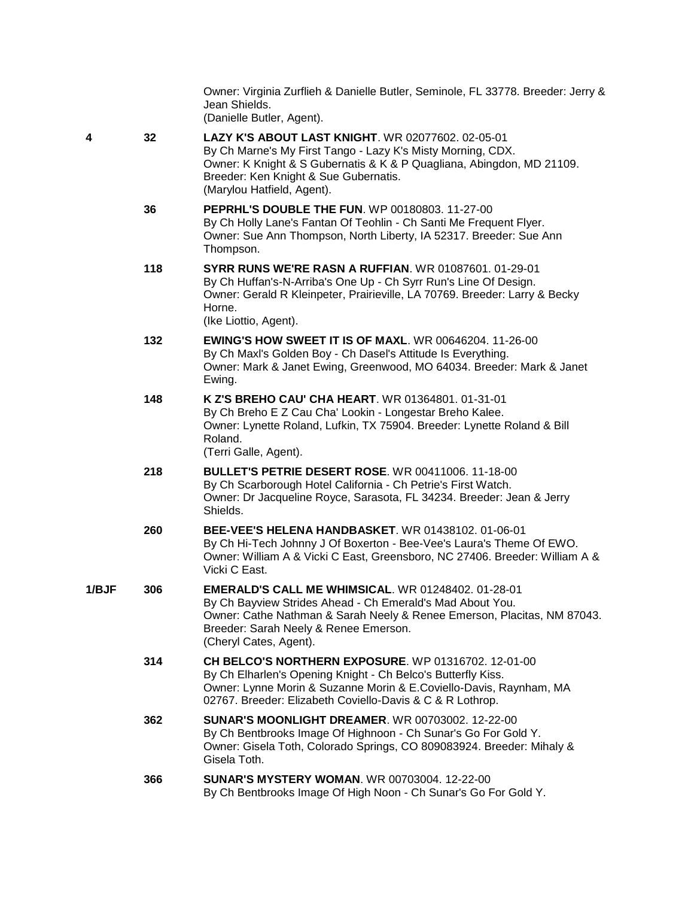Owner: Virginia Zurflieh & Danielle Butler, Seminole, FL 33778. Breeder: Jerry & Jean Shields.
(Danielle Butler, Agent).

**4** **32** **LAZY K'S ABOUT LAST KNIGHT**. WR 02077602. 02-05-01
By Ch Marne's My First Tango - Lazy K's Misty Morning, CDX.
Owner: K Knight & S Gubernatis & K & P Quagliana, Abingdon, MD 21109. Breeder: Ken Knight & Sue Gubernatis.
(Marylou Hatfield, Agent).

**36** **PEPRHL'S DOUBLE THE FUN**. WP 00180803. 11-27-00
By Ch Holly Lane's Fantan Of Teohlin - Ch Santi Me Frequent Flyer.
Owner: Sue Ann Thompson, North Liberty, IA 52317. Breeder: Sue Ann Thompson.

**118** **SYRR RUNS WE'RE RASN A RUFFIAN**. WR 01087601. 01-29-01
By Ch Huffan's-N-Arriba's One Up - Ch Syrr Run's Line Of Design.
Owner: Gerald R Kleinpeter, Prairieville, LA 70769. Breeder: Larry & Becky Horne.
(Ike Liottio, Agent).

**132** **EWING'S HOW SWEET IT IS OF MAXL**. WR 00646204. 11-26-00
By Ch Maxl's Golden Boy - Ch Dasel's Attitude Is Everything.
Owner: Mark & Janet Ewing, Greenwood, MO 64034. Breeder: Mark & Janet Ewing.

**148** **K Z'S BREHO CAU' CHA HEART**. WR 01364801. 01-31-01
By Ch Breho E Z Cau Cha' Lookin - Longestar Breho Kalee.
Owner: Lynette Roland, Lufkin, TX 75904. Breeder: Lynette Roland & Bill Roland.
(Terri Galle, Agent).

**218** **BULLET'S PETRIE DESERT ROSE**. WR 00411006. 11-18-00
By Ch Scarborough Hotel California - Ch Petrie's First Watch.
Owner: Dr Jacqueline Royce, Sarasota, FL 34234. Breeder: Jean & Jerry Shields.

**260** **BEE-VEE'S HELENA HANDBASKET**. WR 01438102. 01-06-01
By Ch Hi-Tech Johnny J Of Boxerton - Bee-Vee's Laura's Theme Of EWO.
Owner: William A & Vicki C East, Greensboro, NC 27406. Breeder: William A & Vicki C East.

**1/BJF** **306** **EMERALD'S CALL ME WHIMSICAL**. WR 01248402. 01-28-01
By Ch Bayview Strides Ahead - Ch Emerald's Mad About You.
Owner: Cathe Nathman & Sarah Neely & Renee Emerson, Placitas, NM 87043. Breeder: Sarah Neely & Renee Emerson.
(Cheryl Cates, Agent).

**314** **CH BELCO'S NORTHERN EXPOSURE**. WP 01316702. 12-01-00
By Ch Elharlen's Opening Knight - Ch Belco's Butterfly Kiss.
Owner: Lynne Morin & Suzanne Morin & E.Coviello-Davis, Raynham, MA 02767. Breeder: Elizabeth Coviello-Davis & C & R Lothrop.

**362** **SUNAR'S MOONLIGHT DREAMER**. WR 00703002. 12-22-00
By Ch Bentbrooks Image Of Highnoon - Ch Sunar's Go For Gold Y.
Owner: Gisela Toth, Colorado Springs, CO 809083924. Breeder: Mihaly & Gisela Toth.

**366** **SUNAR'S MYSTERY WOMAN**. WR 00703004. 12-22-00
By Ch Bentbrooks Image Of High Noon - Ch Sunar's Go For Gold Y.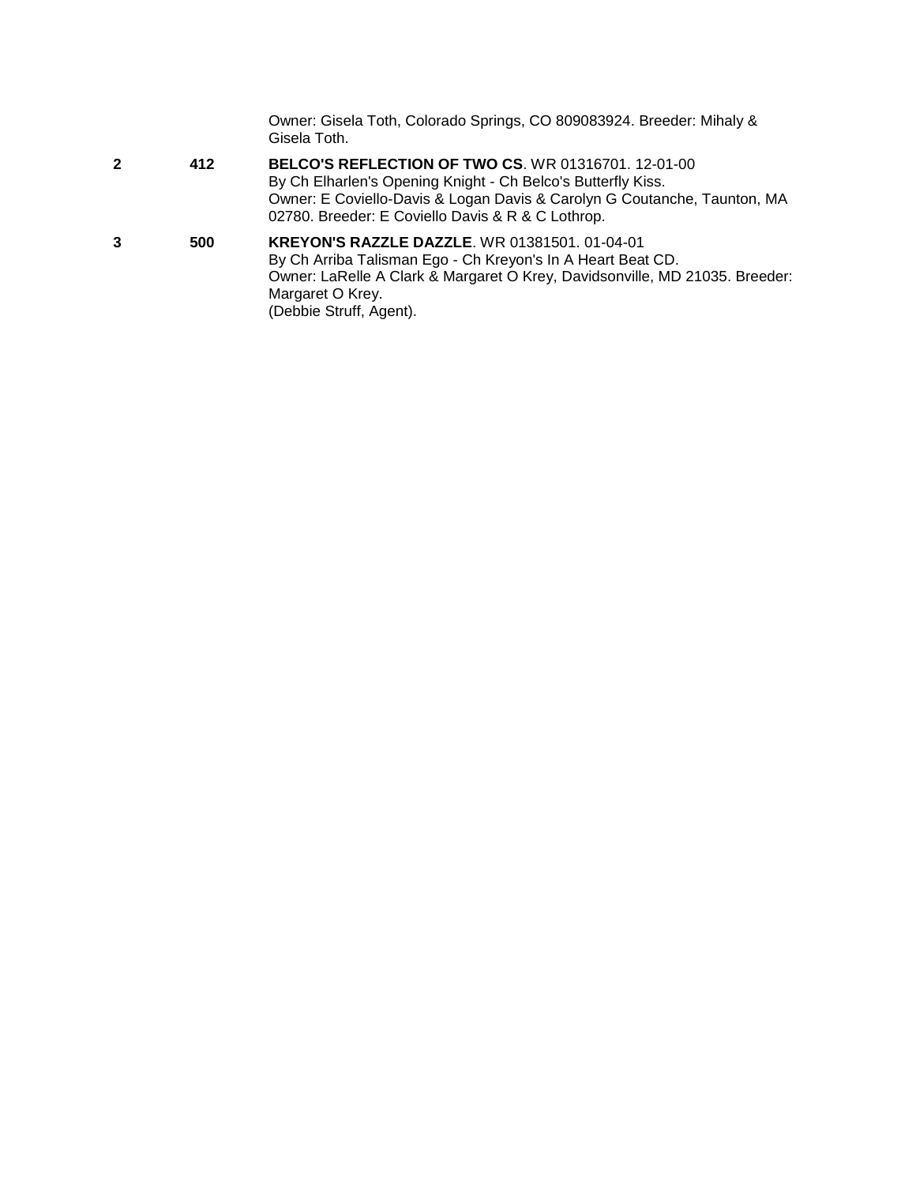Owner: Gisela Toth, Colorado Springs, CO 809083924. Breeder: Mihaly & Gisela Toth.

**2** **412** **BELCO'S REFLECTION OF TWO CS**. WR 01316701. 12-01-00
By Ch Elharlen's Opening Knight - Ch Belco's Butterfly Kiss.
Owner: E Coviello-Davis & Logan Davis & Carolyn G Coutanche, Taunton, MA 02780. Breeder: E Coviello Davis & R & C Lothrop.

**3** **500** **KREYON'S RAZZLE DAZZLE**. WR 01381501. 01-04-01
By Ch Arriba Talisman Ego - Ch Kreyon's In A Heart Beat CD.
Owner: LaRelle A Clark & Margaret O Krey, Davidsonville, MD 21035. Breeder: Margaret O Krey.
(Debbie Struff, Agent).